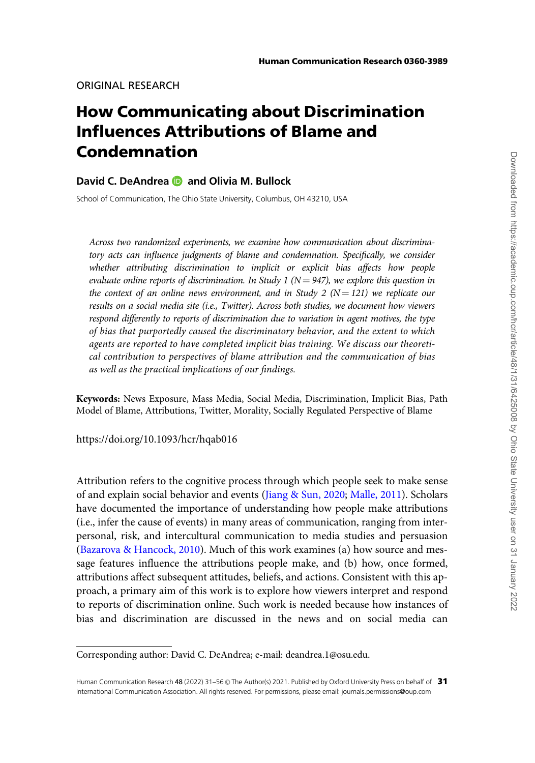ORIGINAL RESEARCH

# How Communicating about Discrimination Influences Attributions of Blame and Condemnation

**David C. DeAndrea and Olivia M. Bullock**

School of Communication, The Ohio State University, Columbus, OH 43210, USA

*Across two randomized experiments, we examine how communication about discriminatory acts can influence judgments of blame and condemnation. Specifically, we consider whether attributing discrimination to implicit or explicit bias affects how people evaluate online reports of discrimination. In Study 1 (N = 947), we explore this question in the context of an online news environment, and in Study 2 (N = 121) we replicate our results on a social media site (i.e., Twitter). Across both studies, we document how viewers respond differently to reports of discrimination due to variation in agent motives, the type of bias that purportedly caused the discriminatory behavior, and the extent to which agents are reported to have completed implicit bias training. We discuss our theoretical contribution to perspectives of blame attribution and the communication of bias as well as the practical implications of our findings.*

**Keywords:** News Exposure, Mass Media, Social Media, Discrimination, Implicit Bias, Path Model of Blame, Attributions, Twitter, Morality, Socially Regulated Perspective of Blame

https://doi.org/10.1093/hcr/hqab016

Attribution refers to the cognitive process through which people seek to make sense of and explain social behavior and events (Jiang & Sun, 2020; Malle, 2011). Scholars have documented the importance of understanding how people make attributions (i.e., infer the cause of events) in many areas of communication, ranging from interpersonal, risk, and intercultural communication to media studies and persuasion (Bazarova & Hancock, 2010). Much of this work examines (a) how source and message features influence the attributions people make, and (b) how, once formed, attributions affect subsequent attitudes, beliefs, and actions. Consistent with this approach, a primary aim of this work is to explore how viewers interpret and respond to reports of discrimination online. Such work is needed because how instances of bias and discrimination are discussed in the news and on social media can

Corresponding author: David C. DeAndrea; e-mail: deandrea.1@osu.edu.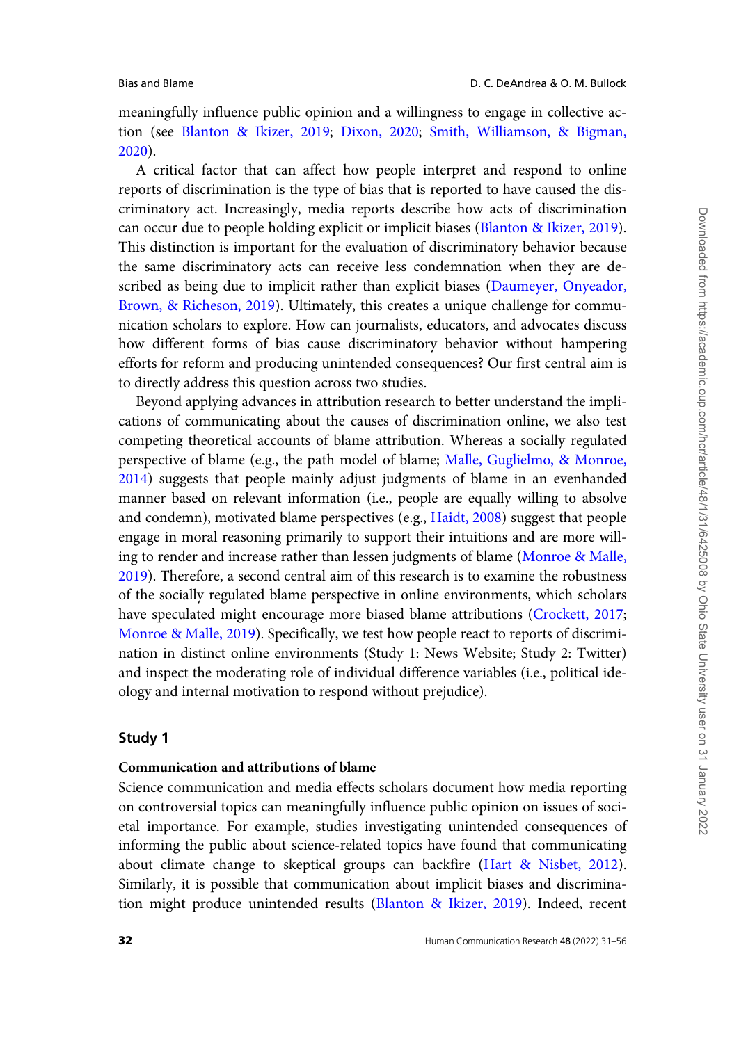meaningfully influence public opinion and a willingness to engage in collective action (see Blanton & Ikizer, 2019; Dixon, 2020; Smith, Williamson, & Bigman, 2020).

A critical factor that can affect how people interpret and respond to online reports of discrimination is the type of bias that is reported to have caused the discriminatory act. Increasingly, media reports describe how acts of discrimination can occur due to people holding explicit or implicit biases (Blanton & Ikizer, 2019). This distinction is important for the evaluation of discriminatory behavior because the same discriminatory acts can receive less condemnation when they are described as being due to implicit rather than explicit biases (Daumeyer, Onyeador, Brown, & Richeson, 2019). Ultimately, this creates a unique challenge for communication scholars to explore. How can journalists, educators, and advocates discuss how different forms of bias cause discriminatory behavior without hampering efforts for reform and producing unintended consequences? Our first central aim is to directly address this question across two studies.

Beyond applying advances in attribution research to better understand the implications of communicating about the causes of discrimination online, we also test competing theoretical accounts of blame attribution. Whereas a socially regulated perspective of blame (e.g., the path model of blame; Malle, Guglielmo, & Monroe, 2014) suggests that people mainly adjust judgments of blame in an evenhanded manner based on relevant information (i.e., people are equally willing to absolve and condemn), motivated blame perspectives (e.g., Haidt, 2008) suggest that people engage in moral reasoning primarily to support their intuitions and are more willing to render and increase rather than lessen judgments of blame (Monroe & Malle, 2019). Therefore, a second central aim of this research is to examine the robustness of the socially regulated blame perspective in online environments, which scholars have speculated might encourage more biased blame attributions (Crockett, 2017; Monroe & Malle, 2019). Specifically, we test how people react to reports of discrimination in distinct online environments (Study 1: News Website; Study 2: Twitter) and inspect the moderating role of individual difference variables (i.e., political ideology and internal motivation to respond without prejudice).

## Study 1

### Communication and attributions of blame

Science communication and media effects scholars document how media reporting on controversial topics can meaningfully influence public opinion on issues of societal importance. For example, studies investigating unintended consequences of informing the public about science-related topics have found that communicating about climate change to skeptical groups can backfire (Hart & Nisbet, 2012). Similarly, it is possible that communication about implicit biases and discrimination might produce unintended results (Blanton & Ikizer, 2019). Indeed, recent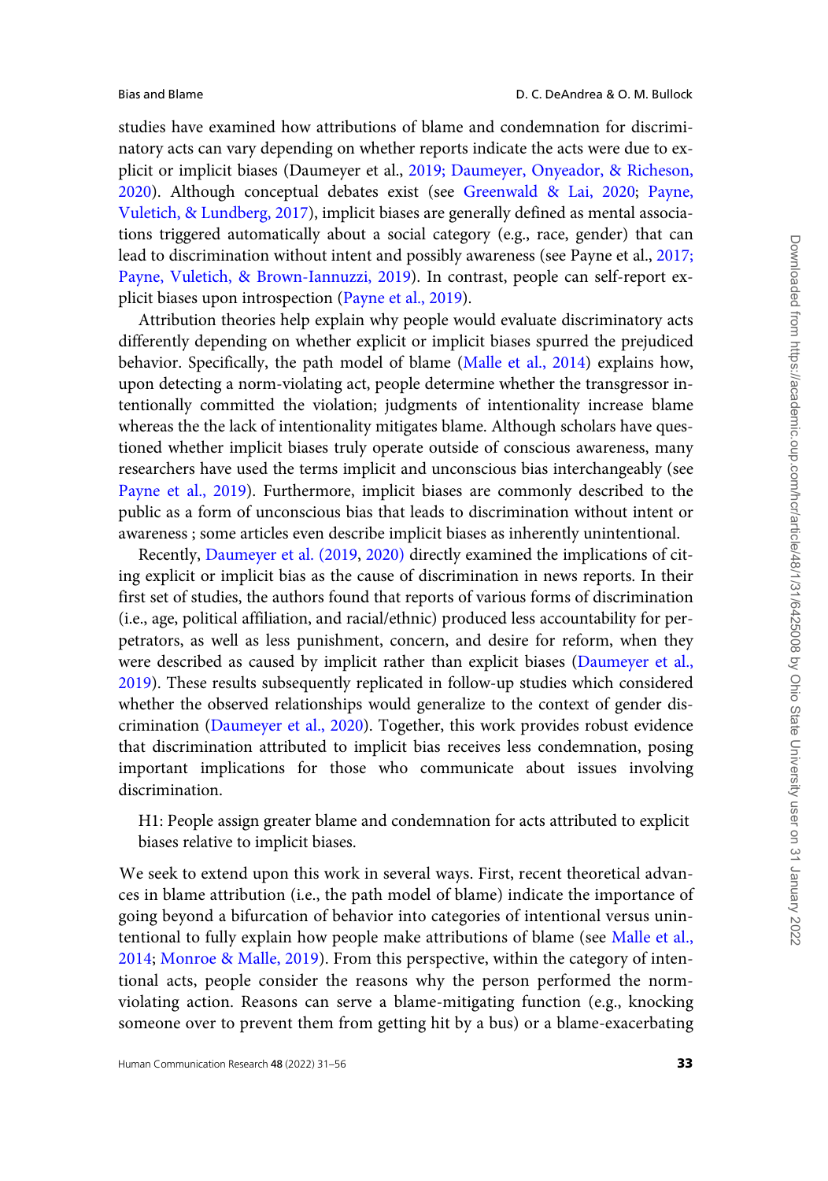studies have examined how attributions of blame and condemnation for discriminatory acts can vary depending on whether reports indicate the acts were due to explicit or implicit biases (Daumeyer et al., 2019; Daumeyer, Onyeador, & Richeson, 2020). Although conceptual debates exist (see Greenwald & Lai, 2020; Payne, Vuletich, & Lundberg, 2017), implicit biases are generally defined as mental associations triggered automatically about a social category (e.g., race, gender) that can lead to discrimination without intent and possibly awareness (see Payne et al., 2017; Payne, Vuletich, & Brown-Iannuzzi, 2019). In contrast, people can self-report explicit biases upon introspection (Payne et al., 2019).

Attribution theories help explain why people would evaluate discriminatory acts differently depending on whether explicit or implicit biases spurred the prejudiced behavior. Specifically, the path model of blame (Malle et al., 2014) explains how, upon detecting a norm-violating act, people determine whether the transgressor intentionally committed the violation; judgments of intentionality increase blame whereas the the lack of intentionality mitigates blame. Although scholars have questioned whether implicit biases truly operate outside of conscious awareness, many researchers have used the terms implicit and unconscious bias interchangeably (see Payne et al., 2019). Furthermore, implicit biases are commonly described to the public as a form of unconscious bias that leads to discrimination without intent or awareness ; some articles even describe implicit biases as inherently unintentional.

Recently, Daumeyer et al. (2019, 2020) directly examined the implications of citing explicit or implicit bias as the cause of discrimination in news reports. In their first set of studies, the authors found that reports of various forms of discrimination (i.e., age, political affiliation, and racial/ethnic) produced less accountability for perpetrators, as well as less punishment, concern, and desire for reform, when they were described as caused by implicit rather than explicit biases (Daumeyer et al., 2019). These results subsequently replicated in follow-up studies which considered whether the observed relationships would generalize to the context of gender discrimination (Daumeyer et al., 2020). Together, this work provides robust evidence that discrimination attributed to implicit bias receives less condemnation, posing important implications for those who communicate about issues involving discrimination.

H1: People assign greater blame and condemnation for acts attributed to explicit biases relative to implicit biases.

We seek to extend upon this work in several ways. First, recent theoretical advances in blame attribution (i.e., the path model of blame) indicate the importance of going beyond a bifurcation of behavior into categories of intentional versus unintentional to fully explain how people make attributions of blame (see Malle et al., 2014; Monroe & Malle, 2019). From this perspective, within the category of intentional acts, people consider the reasons why the person performed the norm-violating action. Reasons can serve a blame-mitigating function (e.g., knocking someone over to prevent them from getting hit by a bus) or a blame-exacerbating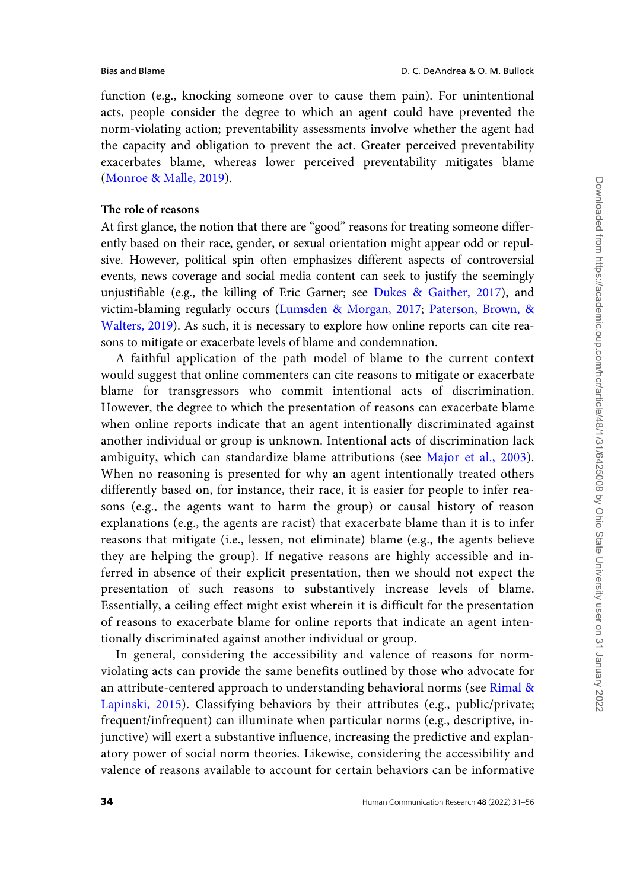function (e.g., knocking someone over to cause them pain). For unintentional acts, people consider the degree to which an agent could have prevented the norm-violating action; preventability assessments involve whether the agent had the capacity and obligation to prevent the act. Greater perceived preventability exacerbates blame, whereas lower perceived preventability mitigates blame (Monroe & Malle, 2019).

**The role of reasons**

At first glance, the notion that there are "good" reasons for treating someone differently based on their race, gender, or sexual orientation might appear odd or repulsive. However, political spin often emphasizes different aspects of controversial events, news coverage and social media content can seek to justify the seemingly unjustifiable (e.g., the killing of Eric Garner; see Dukes & Gaither, 2017), and victim-blaming regularly occurs (Lumsden & Morgan, 2017; Paterson, Brown, & Walters, 2019). As such, it is necessary to explore how online reports can cite reasons to mitigate or exacerbate levels of blame and condemnation.

A faithful application of the path model of blame to the current context would suggest that online commenters can cite reasons to mitigate or exacerbate blame for transgressors who commit intentional acts of discrimination. However, the degree to which the presentation of reasons can exacerbate blame when online reports indicate that an agent intentionally discriminated against another individual or group is unknown. Intentional acts of discrimination lack ambiguity, which can standardize blame attributions (see Major et al., 2003). When no reasoning is presented for why an agent intentionally treated others differently based on, for instance, their race, it is easier for people to infer reasons (e.g., the agents want to harm the group) or causal history of reason explanations (e.g., the agents are racist) that exacerbate blame than it is to infer reasons that mitigate (i.e., lessen, not eliminate) blame (e.g., the agents believe they are helping the group). If negative reasons are highly accessible and inferred in absence of their explicit presentation, then we should not expect the presentation of such reasons to substantively increase levels of blame. Essentially, a ceiling effect might exist wherein it is difficult for the presentation of reasons to exacerbate blame for online reports that indicate an agent intentionally discriminated against another individual or group.

In general, considering the accessibility and valence of reasons for norm-violating acts can provide the same benefits outlined by those who advocate for an attribute-centered approach to understanding behavioral norms (see Rimal & Lapinski, 2015). Classifying behaviors by their attributes (e.g., public/private; frequent/infrequent) can illuminate when particular norms (e.g., descriptive, injunctive) will exert a substantive influence, increasing the predictive and explanatory power of social norm theories. Likewise, considering the accessibility and valence of reasons available to account for certain behaviors can be informative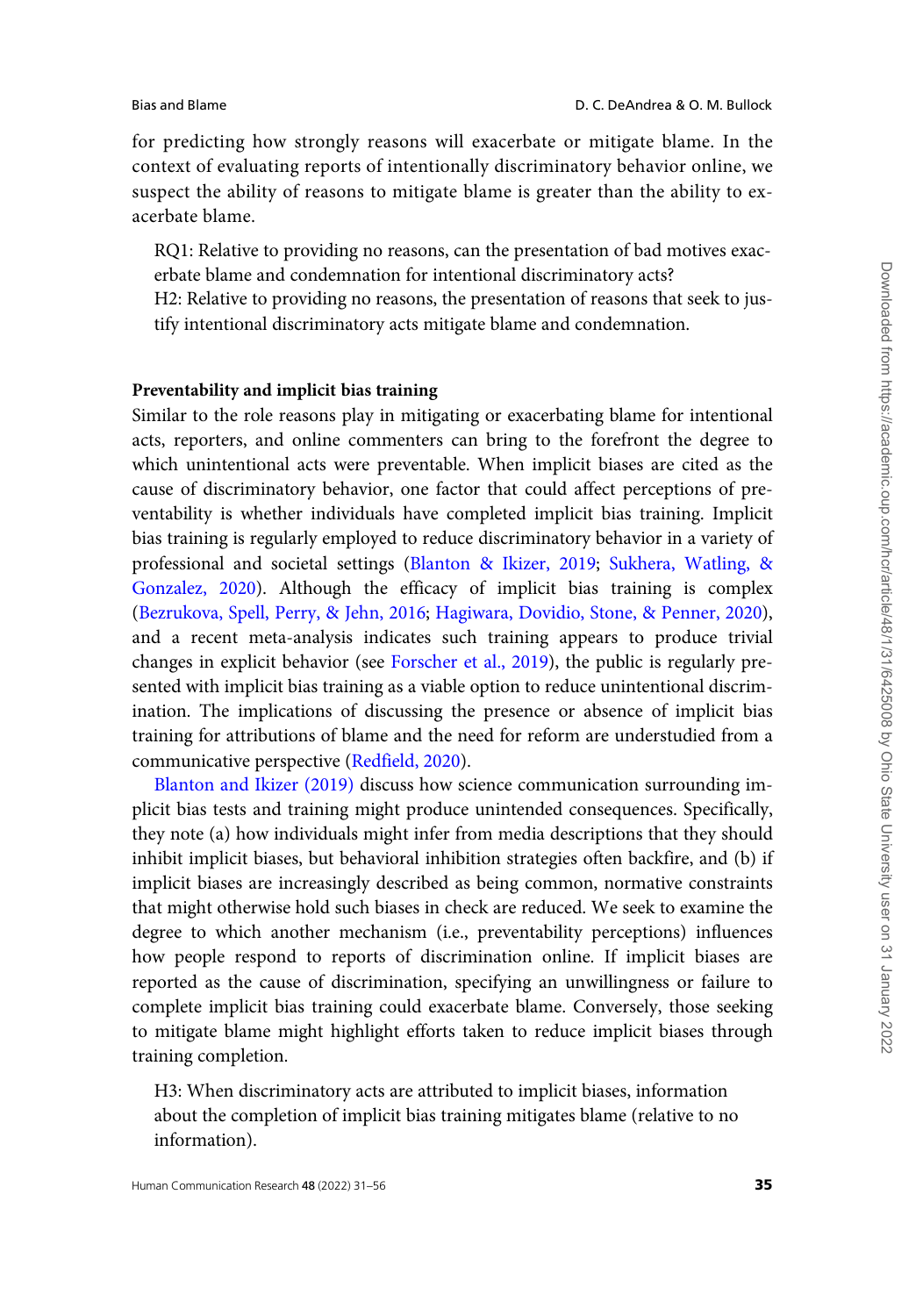for predicting how strongly reasons will exacerbate or mitigate blame. In the context of evaluating reports of intentionally discriminatory behavior online, we suspect the ability of reasons to mitigate blame is greater than the ability to exacerbate blame.

RQ1: Relative to providing no reasons, can the presentation of bad motives exacerbate blame and condemnation for intentional discriminatory acts?
H2: Relative to providing no reasons, the presentation of reasons that seek to justify intentional discriminatory acts mitigate blame and condemnation.

**Preventability and implicit bias training**

Similar to the role reasons play in mitigating or exacerbating blame for intentional acts, reporters, and online commenters can bring to the forefront the degree to which unintentional acts were preventable. When implicit biases are cited as the cause of discriminatory behavior, one factor that could affect perceptions of preventability is whether individuals have completed implicit bias training. Implicit bias training is regularly employed to reduce discriminatory behavior in a variety of professional and societal settings (Blanton & Ikizer, 2019; Sukhera, Watling, & Gonzalez, 2020). Although the efficacy of implicit bias training is complex (Bezrukova, Spell, Perry, & Jehn, 2016; Hagiwara, Dovidio, Stone, & Penner, 2020), and a recent meta-analysis indicates such training appears to produce trivial changes in explicit behavior (see Forscher et al., 2019), the public is regularly presented with implicit bias training as a viable option to reduce unintentional discrimination. The implications of discussing the presence or absence of implicit bias training for attributions of blame and the need for reform are understudied from a communicative perspective (Redfield, 2020).

Blanton and Ikizer (2019) discuss how science communication surrounding implicit bias tests and training might produce unintended consequences. Specifically, they note (a) how individuals might infer from media descriptions that they should inhibit implicit biases, but behavioral inhibition strategies often backfire, and (b) if implicit biases are increasingly described as being common, normative constraints that might otherwise hold such biases in check are reduced. We seek to examine the degree to which another mechanism (i.e., preventability perceptions) influences how people respond to reports of discrimination online. If implicit biases are reported as the cause of discrimination, specifying an unwillingness or failure to complete implicit bias training could exacerbate blame. Conversely, those seeking to mitigate blame might highlight efforts taken to reduce implicit biases through training completion.

H3: When discriminatory acts are attributed to implicit biases, information about the completion of implicit bias training mitigates blame (relative to no information).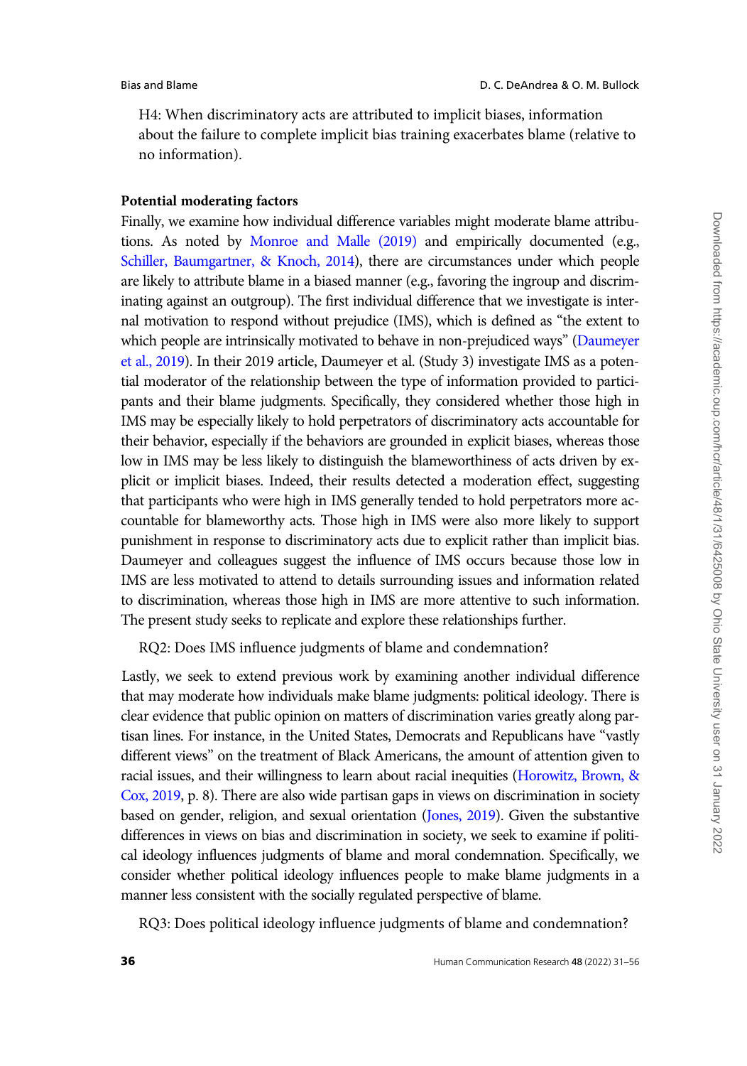H4: When discriminatory acts are attributed to implicit biases, information about the failure to complete implicit bias training exacerbates blame (relative to no information).

### Potential moderating factors

Finally, we examine how individual difference variables might moderate blame attributions. As noted by Monroe and Malle (2019) and empirically documented (e.g., Schiller, Baumgartner, & Knoch, 2014), there are circumstances under which people are likely to attribute blame in a biased manner (e.g., favoring the ingroup and discriminating against an outgroup). The first individual difference that we investigate is internal motivation to respond without prejudice (IMS), which is defined as "the extent to which people are intrinsically motivated to behave in non-prejudiced ways" (Daumeyer et al., 2019). In their 2019 article, Daumeyer et al. (Study 3) investigate IMS as a potential moderator of the relationship between the type of information provided to participants and their blame judgments. Specifically, they considered whether those high in IMS may be especially likely to hold perpetrators of discriminatory acts accountable for their behavior, especially if the behaviors are grounded in explicit biases, whereas those low in IMS may be less likely to distinguish the blameworthiness of acts driven by explicit or implicit biases. Indeed, their results detected a moderation effect, suggesting that participants who were high in IMS generally tended to hold perpetrators more accountable for blameworthy acts. Those high in IMS were also more likely to support punishment in response to discriminatory acts due to explicit rather than implicit bias. Daumeyer and colleagues suggest the influence of IMS occurs because those low in IMS are less motivated to attend to details surrounding issues and information related to discrimination, whereas those high in IMS are more attentive to such information. The present study seeks to replicate and explore these relationships further.

RQ2: Does IMS influence judgments of blame and condemnation?

Lastly, we seek to extend previous work by examining another individual difference that may moderate how individuals make blame judgments: political ideology. There is clear evidence that public opinion on matters of discrimination varies greatly along partisan lines. For instance, in the United States, Democrats and Republicans have "vastly different views" on the treatment of Black Americans, the amount of attention given to racial issues, and their willingness to learn about racial inequities (Horowitz, Brown, & Cox, 2019, p. 8). There are also wide partisan gaps in views on discrimination in society based on gender, religion, and sexual orientation (Jones, 2019). Given the substantive differences in views on bias and discrimination in society, we seek to examine if political ideology influences judgments of blame and moral condemnation. Specifically, we consider whether political ideology influences people to make blame judgments in a manner less consistent with the socially regulated perspective of blame.

RQ3: Does political ideology influence judgments of blame and condemnation?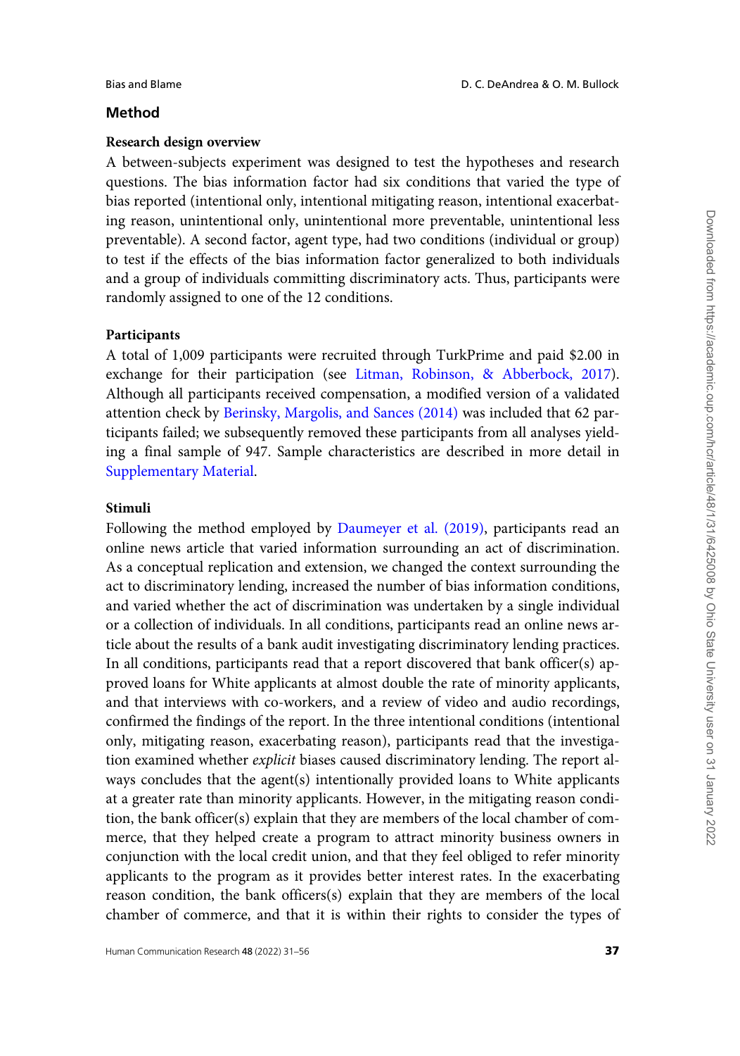## Method

### Research design overview

A between-subjects experiment was designed to test the hypotheses and research questions. The bias information factor had six conditions that varied the type of bias reported (intentional only, intentional mitigating reason, intentional exacerbating reason, unintentional only, unintentional more preventable, unintentional less preventable). A second factor, agent type, had two conditions (individual or group) to test if the effects of the bias information factor generalized to both individuals and a group of individuals committing discriminatory acts. Thus, participants were randomly assigned to one of the 12 conditions.

### Participants

A total of 1,009 participants were recruited through TurkPrime and paid $2.00 in exchange for their participation (see Litman, Robinson, & Abberbock, 2017). Although all participants received compensation, a modified version of a validated attention check by Berinsky, Margolis, and Sances (2014) was included that 62 participants failed; we subsequently removed these participants from all analyses yielding a final sample of 947. Sample characteristics are described in more detail in Supplementary Material.

### Stimuli

Following the method employed by Daumeyer et al. (2019), participants read an online news article that varied information surrounding an act of discrimination. As a conceptual replication and extension, we changed the context surrounding the act to discriminatory lending, increased the number of bias information conditions, and varied whether the act of discrimination was undertaken by a single individual or a collection of individuals. In all conditions, participants read an online news article about the results of a bank audit investigating discriminatory lending practices. In all conditions, participants read that a report discovered that bank officer(s) approved loans for White applicants at almost double the rate of minority applicants, and that interviews with co-workers, and a review of video and audio recordings, confirmed the findings of the report. In the three intentional conditions (intentional only, mitigating reason, exacerbating reason), participants read that the investigation examined whether *explicit* biases caused discriminatory lending. The report always concludes that the agent(s) intentionally provided loans to White applicants at a greater rate than minority applicants. However, in the mitigating reason condition, the bank officer(s) explain that they are members of the local chamber of commerce, that they helped create a program to attract minority business owners in conjunction with the local credit union, and that they feel obliged to refer minority applicants to the program as it provides better interest rates. In the exacerbating reason condition, the bank officers(s) explain that they are members of the local chamber of commerce, and that it is within their rights to consider the types of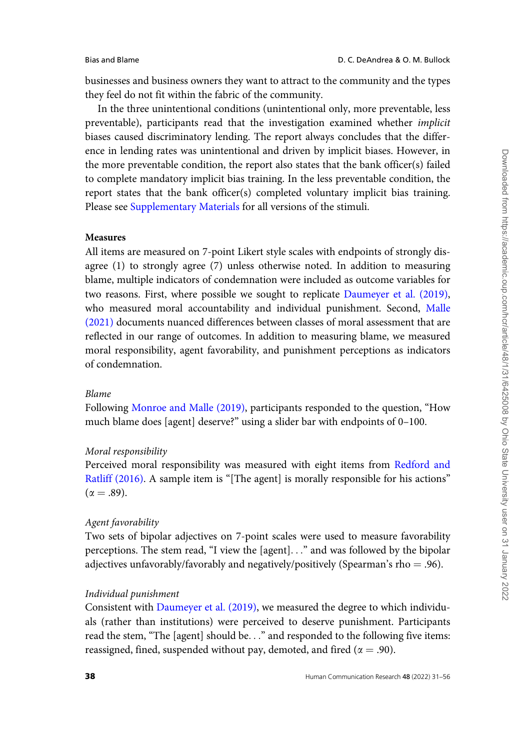businesses and business owners they want to attract to the community and the types they feel do not fit within the fabric of the community.

In the three unintentional conditions (unintentional only, more preventable, less preventable), participants read that the investigation examined whether *implicit* biases caused discriminatory lending. The report always concludes that the difference in lending rates was unintentional and driven by implicit biases. However, in the more preventable condition, the report also states that the bank officer(s) failed to complete mandatory implicit bias training. In the less preventable condition, the report states that the bank officer(s) completed voluntary implicit bias training. Please see Supplementary Materials for all versions of the stimuli.

### Measures

All items are measured on 7-point Likert style scales with endpoints of strongly disagree (1) to strongly agree (7) unless otherwise noted. In addition to measuring blame, multiple indicators of condemnation were included as outcome variables for two reasons. First, where possible we sought to replicate Daumeyer et al. (2019), who measured moral accountability and individual punishment. Second, Malle (2021) documents nuanced differences between classes of moral assessment that are reflected in our range of outcomes. In addition to measuring blame, we measured moral responsibility, agent favorability, and punishment perceptions as indicators of condemnation.

#### *Blame*

Following Monroe and Malle (2019), participants responded to the question, "How much blame does [agent] deserve?" using a slider bar with endpoints of 0–100.

#### *Moral responsibility*

Perceived moral responsibility was measured with eight items from Redford and Ratliff (2016). A sample item is "[The agent] is morally responsible for his actions" ($\alpha = .89$).

#### *Agent favorability*

Two sets of bipolar adjectives on 7-point scales were used to measure favorability perceptions. The stem read, "I view the [agent]..." and was followed by the bipolar adjectives unfavorably/favorably and negatively/positively (Spearman's rho = .96).

#### *Individual punishment*

Consistent with Daumeyer et al. (2019), we measured the degree to which individuals (rather than institutions) were perceived to deserve punishment. Participants read the stem, "The [agent] should be..." and responded to the following five items: reassigned, fined, suspended without pay, demoted, and fired ($\alpha = .90$).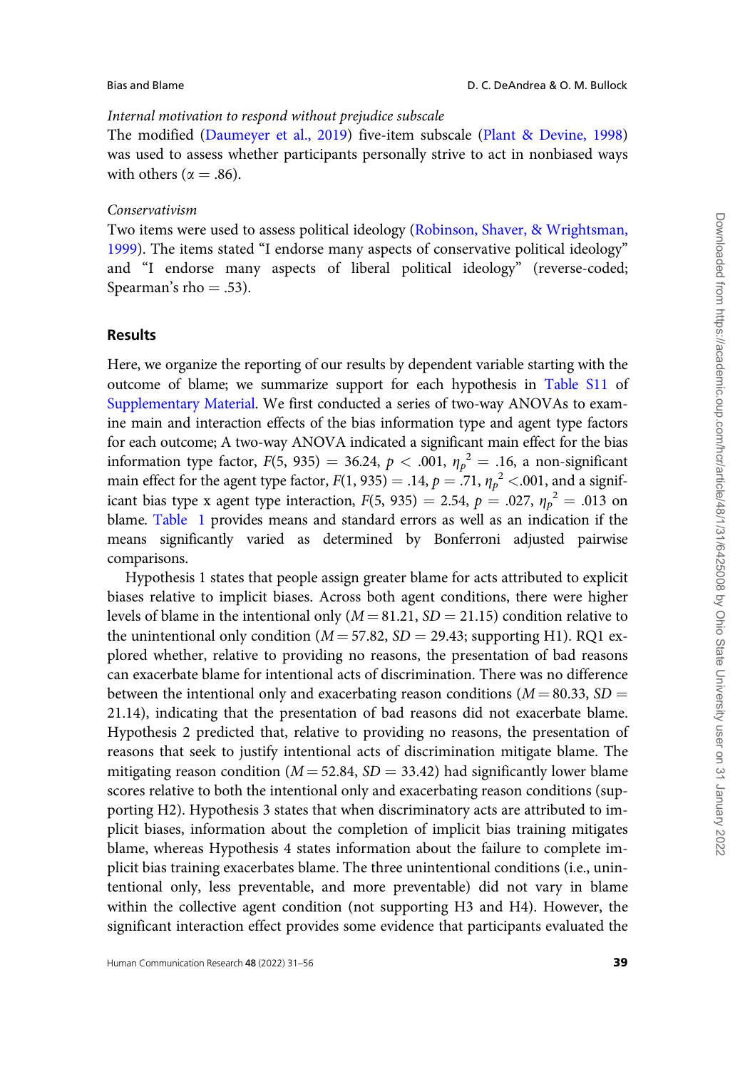*Internal motivation to respond without prejudice subscale*

The modified (Daumeyer et al., 2019) five-item subscale (Plant & Devine, 1998) was used to assess whether participants personally strive to act in nonbiased ways with others ($\alpha = .86$).

*Conservativism*

Two items were used to assess political ideology (Robinson, Shaver, & Wrightsman, 1999). The items stated "I endorse many aspects of conservative political ideology" and "I endorse many aspects of liberal political ideology" (reverse-coded; Spearman's rho = .53).

## Results

Here, we organize the reporting of our results by dependent variable starting with the outcome of blame; we summarize support for each hypothesis in Table S11 of Supplementary Material. We first conducted a series of two-way ANOVAs to examine the main and interaction effects of the bias information type and agent type factors for each outcome; A two-way ANOVA indicated a significant main effect for the bias information type factor, $F(5, 935) = 36.24$, $p < .001$, $\eta_p^2 = .16$, a non-significant main effect for the agent type factor, $F(1, 935) = .14$, $p = .71$, $\eta_p^2 < .001$, and a significant bias type x agent type interaction, $F(5, 935) = 2.54$, $p = .027$, $\eta_p^2 = .013$ on blame. Table 1 provides means and standard errors as well as an indication if the means significantly varied as determined by Bonferroni adjusted pairwise comparisons.

Hypothesis 1 states that people assign greater blame for acts attributed to explicit biases relative to implicit biases. Across both agent conditions, there were higher levels of blame in the intentional only ($M = 81.21$, $SD = 21.15$) condition relative to the unintentional only condition ($M = 57.82$, $SD = 29.43$; supporting H1). RQ1 explored whether, relative to providing no reasons, the presentation of bad reasons can exacerbate blame for intentional acts of discrimination. There was no difference between the intentional only and exacerbating reason conditions ($M = 80.33$, $SD = 21.14$), indicating that the presentation of bad reasons did not exacerbate blame. Hypothesis 2 predicted that, relative to providing no reasons, the presentation of reasons that seek to justify intentional acts of discrimination mitigate blame. The mitigating reason condition ($M = 52.84$, $SD = 33.42$) had significantly lower blame scores relative to both the intentional only and exacerbating reason conditions (supporting H2). Hypothesis 3 states that when discriminatory acts are attributed to implicit biases, information about the completion of implicit bias training mitigates blame, whereas Hypothesis 4 states information about the failure to complete implicit bias training exacerbates blame. The three unintentional conditions (i.e., unintentional only, less preventable, and more preventable) did not vary in blame within the collective agent condition (not supporting H3 and H4). However, the significant interaction effect provides some evidence that participants evaluated the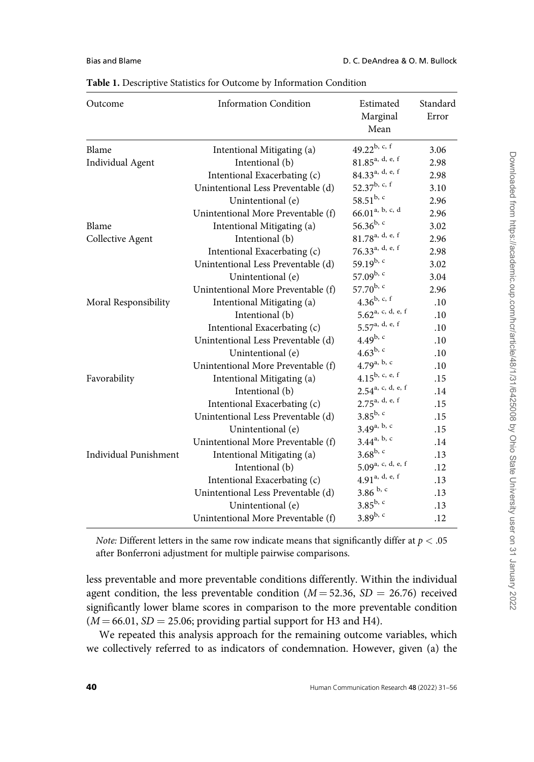**Table 1.** Descriptive Statistics for Outcome by Information Condition

| Outcome | Information Condition | Estimated Marginal Mean | Standard Error |
|---|---|---|---|
| Blame Individual Agent | Intentional Mitigating (a) | $49.22^{b, c, f}$ | 3.06 |
| | Intentional (b) | $81.85^{a, d, e, f}$ | 2.98 |
| | Intentional Exacerbating (c) | $84.33^{a, d, e, f}$ | 2.98 |
| | Unintentional Less Preventable (d) | $52.37^{b, c, f}$ | 3.10 |
| | Unintentional (e) | $58.51^{b, c}$ | 2.96 |
| | Unintentional More Preventable (f) | $66.01^{a, b, c, d}$ | 2.96 |
| Blame Collective Agent | Intentional Mitigating (a) | $56.36^{b, c}$ | 3.02 |
| | Intentional (b) | $81.78^{a, d, e, f}$ | 2.96 |
| | Intentional Exacerbating (c) | $76.33^{a, d, e, f}$ | 2.98 |
| | Unintentional Less Preventable (d) | $59.19^{b, c}$ | 3.02 |
| | Unintentional (e) | $57.09^{b, c}$ | 3.04 |
| | Unintentional More Preventable (f) | $57.70^{b, c}$ | 2.96 |
| Moral Responsibility | Intentional Mitigating (a) | $4.36^{b, c, f}$ | .10 |
| | Intentional (b) | $5.62^{a, c, d, e, f}$ | .10 |
| | Intentional Exacerbating (c) | $5.57^{a, d, e, f}$ | .10 |
| | Unintentional Less Preventable (d) | $4.49^{b, c}$ | .10 |
| | Unintentional (e) | $4.63^{b, c}$ | .10 |
| | Unintentional More Preventable (f) | $4.79^{a, b, c}$ | .10 |
| Favorability | Intentional Mitigating (a) | $4.15^{b, c, e, f}$ | .15 |
| | Intentional (b) | $2.54^{a, c, d, e, f}$ | .14 |
| | Intentional Exacerbating (c) | $2.75^{a, d, e, f}$ | .15 |
| | Unintentional Less Preventable (d) | $3.85^{b, c}$ | .15 |
| | Unintentional (e) | $3.49^{a, b, c}$ | .15 |
| | Unintentional More Preventable (f) | $3.44^{a, b, c}$ | .14 |
| Individual Punishment | Intentional Mitigating (a) | $3.68^{b, c}$ | .13 |
| | Intentional (b) | $5.09^{a, c, d, e, f}$ | .12 |
| | Intentional Exacerbating (c) | $4.91^{a, d, e, f}$ | .13 |
| | Unintentional Less Preventable (d) | $3.86^{b, c}$ | .13 |
| | Unintentional (e) | $3.85^{b, c}$ | .13 |
| | Unintentional More Preventable (f) | $3.89^{b, c}$ | .12 |

*Note:* Different letters in the same row indicate means that significantly differ at $p < .05$ after Bonferroni adjustment for multiple pairwise comparisons.

less preventable and more preventable conditions differently. Within the individual agent condition, the less preventable condition ($M = 52.36$, $SD = 26.76$) received significantly lower blame scores in comparison to the more preventable condition ($M = 66.01$, $SD = 25.06$; providing partial support for H3 and H4).

We repeated this analysis approach for the remaining outcome variables, which we collectively referred to as indicators of condemnation. However, given (a) the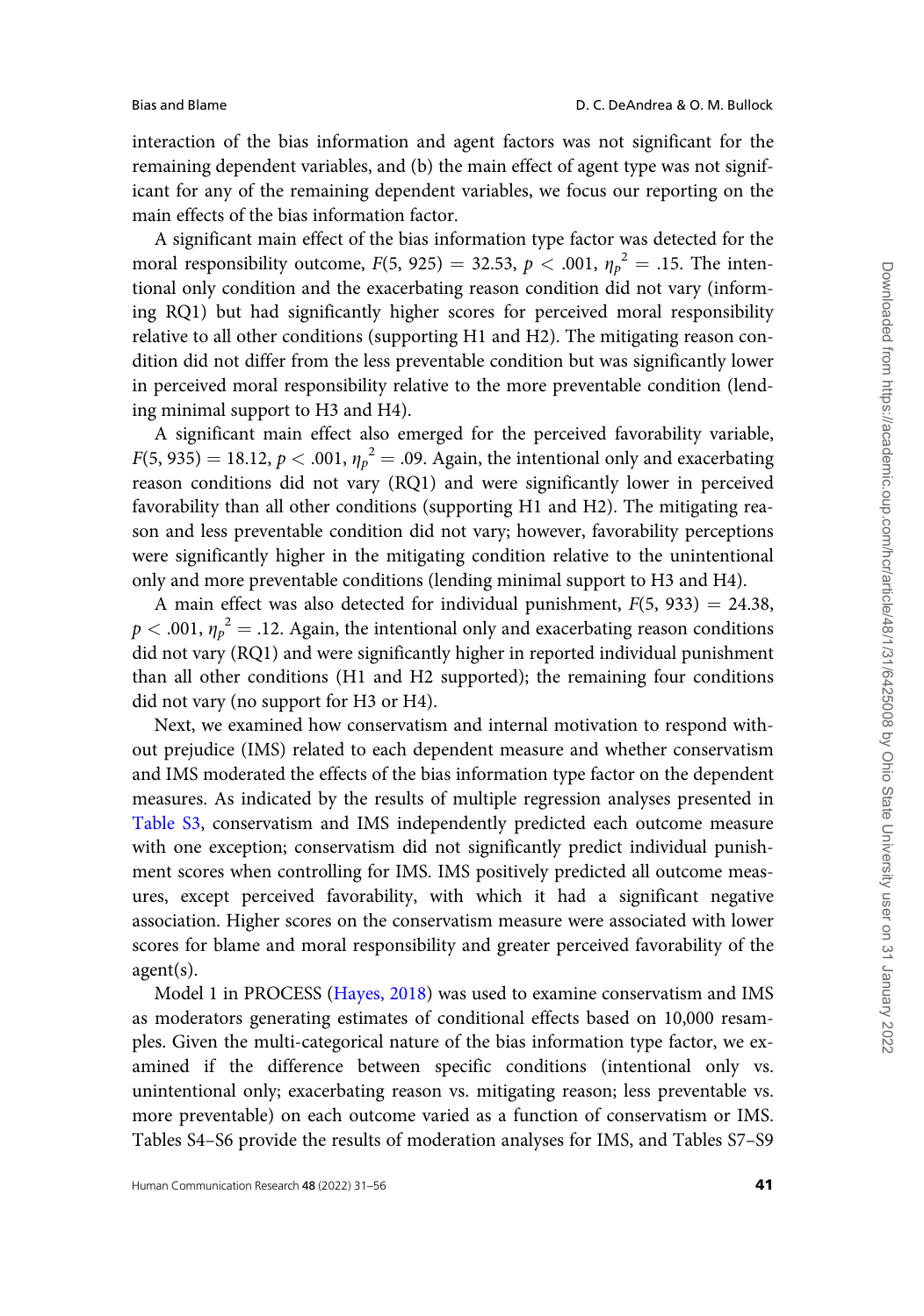interaction of the bias information and agent factors was not significant for the remaining dependent variables, and (b) the main effect of agent type was not significant for any of the remaining dependent variables, we focus our reporting on the main effects of the bias information factor.

A significant main effect of the bias information type factor was detected for the moral responsibility outcome, $F(5, 925) = 32.53$, $p < .001$, $\eta_p^2 = .15$. The intentional only condition and the exacerbating reason condition did not vary (informing RQ1) but had significantly higher scores for perceived moral responsibility relative to all other conditions (supporting H1 and H2). The mitigating reason condition did not differ from the less preventable condition but was significantly lower in perceived moral responsibility relative to the more preventable condition (lending minimal support to H3 and H4).

A significant main effect also emerged for the perceived favorability variable, $F(5, 935) = 18.12$, $p < .001$, $\eta_p^2 = .09$. Again, the intentional only and exacerbating reason conditions did not vary (RQ1) and were significantly lower in perceived favorability than all other conditions (supporting H1 and H2). The mitigating reason and less preventable condition did not vary; however, favorability perceptions were significantly higher in the mitigating condition relative to the unintentional only and more preventable conditions (lending minimal support to H3 and H4).

A main effect was also detected for individual punishment, $F(5, 933) = 24.38$, $p < .001$, $\eta_p^2 = .12$. Again, the intentional only and exacerbating reason conditions did not vary (RQ1) and were significantly higher in reported individual punishment than all other conditions (H1 and H2 supported); the remaining four conditions did not vary (no support for H3 or H4).

Next, we examined how conservatism and internal motivation to respond without prejudice (IMS) related to each dependent measure and whether conservatism and IMS moderated the effects of the bias information type factor on the dependent measures. As indicated by the results of multiple regression analyses presented in Table S3, conservatism and IMS independently predicted each outcome measure with one exception; conservatism did not significantly predict individual punishment scores when controlling for IMS. IMS positively predicted all outcome measures, except perceived favorability, with which it had a significant negative association. Higher scores on the conservatism measure were associated with lower scores for blame and moral responsibility and greater perceived favorability of the agent(s).

Model 1 in PROCESS (Hayes, 2018) was used to examine conservatism and IMS as moderators generating estimates of conditional effects based on 10,000 resamples. Given the multi-categorical nature of the bias information type factor, we examined if the difference between specific conditions (intentional only vs. unintentional only; exacerbating reason vs. mitigating reason; less preventable vs. more preventable) on each outcome varied as a function of conservatism or IMS. Tables S4–S6 provide the results of moderation analyses for IMS, and Tables S7–S9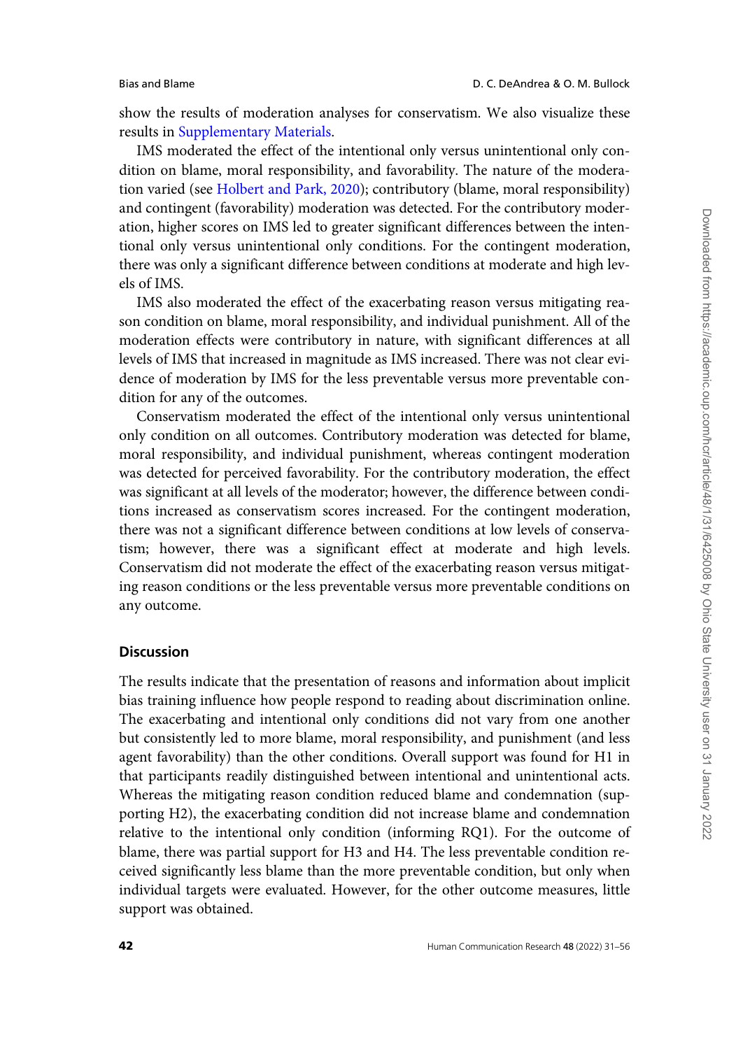show the results of moderation analyses for conservatism. We also visualize these results in Supplementary Materials.

IMS moderated the effect of the intentional only versus unintentional only condition on blame, moral responsibility, and favorability. The nature of the moderation varied (see Holbert and Park, 2020); contributory (blame, moral responsibility) and contingent (favorability) moderation was detected. For the contributory moderation, higher scores on IMS led to greater significant differences between the intentional only versus unintentional only conditions. For the contingent moderation, there was only a significant difference between conditions at moderate and high levels of IMS.

IMS also moderated the effect of the exacerbating reason versus mitigating reason condition on blame, moral responsibility, and individual punishment. All of the moderation effects were contributory in nature, with significant differences at all levels of IMS that increased in magnitude as IMS increased. There was not clear evidence of moderation by IMS for the less preventable versus more preventable condition for any of the outcomes.

Conservatism moderated the effect of the intentional only versus unintentional only condition on all outcomes. Contributory moderation was detected for blame, moral responsibility, and individual punishment, whereas contingent moderation was detected for perceived favorability. For the contributory moderation, the effect was significant at all levels of the moderator; however, the difference between conditions increased as conservatism scores increased. For the contingent moderation, there was not a significant difference between conditions at low levels of conservatism; however, there was a significant effect at moderate and high levels. Conservatism did not moderate the effect of the exacerbating reason versus mitigating reason conditions or the less preventable versus more preventable conditions on any outcome.

## Discussion

The results indicate that the presentation of reasons and information about implicit bias training influence how people respond to reading about discrimination online. The exacerbating and intentional only conditions did not vary from one another but consistently led to more blame, moral responsibility, and punishment (and less agent favorability) than the other conditions. Overall support was found for H1 in that participants readily distinguished between intentional and unintentional acts. Whereas the mitigating reason condition reduced blame and condemnation (supporting H2), the exacerbating condition did not increase blame and condemnation relative to the intentional only condition (informing RQ1). For the outcome of blame, there was partial support for H3 and H4. The less preventable condition received significantly less blame than the more preventable condition, but only when individual targets were evaluated. However, for the other outcome measures, little support was obtained.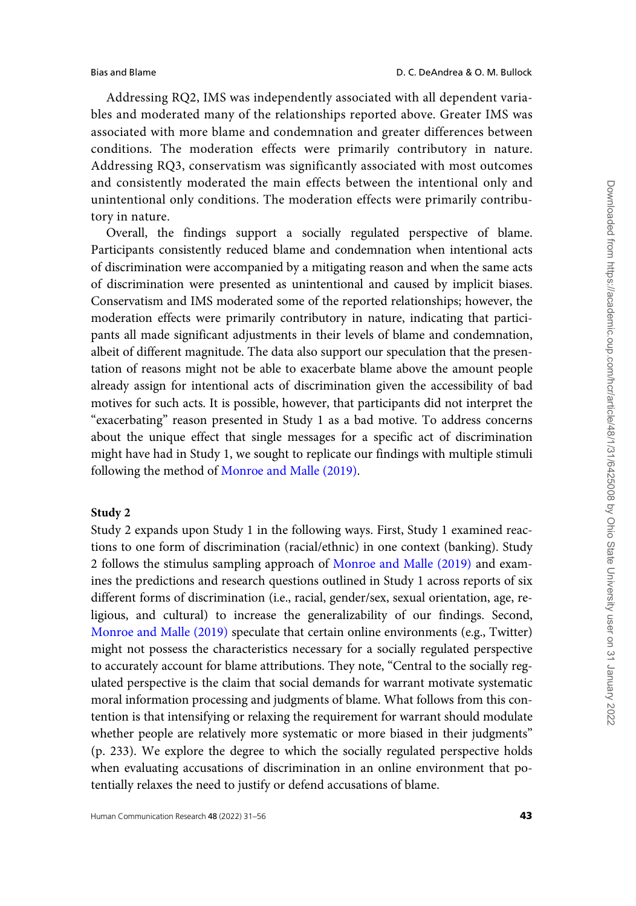Addressing RQ2, IMS was independently associated with all dependent variables and moderated many of the relationships reported above. Greater IMS was associated with more blame and condemnation and greater differences between conditions. The moderation effects were primarily contributory in nature. Addressing RQ3, conservatism was significantly associated with most outcomes and consistently moderated the main effects between the intentional only and unintentional only conditions. The moderation effects were primarily contributory in nature.

Overall, the findings support a socially regulated perspective of blame. Participants consistently reduced blame and condemnation when intentional acts of discrimination were accompanied by a mitigating reason and when the same acts of discrimination were presented as unintentional and caused by implicit biases. Conservatism and IMS moderated some of the reported relationships; however, the moderation effects were primarily contributory in nature, indicating that participants all made significant adjustments in their levels of blame and condemnation, albeit of different magnitude. The data also support our speculation that the presentation of reasons might not be able to exacerbate blame above the amount people already assign for intentional acts of discrimination given the accessibility of bad motives for such acts. It is possible, however, that participants did not interpret the "exacerbating" reason presented in Study 1 as a bad motive. To address concerns about the unique effect that single messages for a specific act of discrimination might have had in Study 1, we sought to replicate our findings with multiple stimuli following the method of Monroe and Malle (2019).

## Study 2

Study 2 expands upon Study 1 in the following ways. First, Study 1 examined reactions to one form of discrimination (racial/ethnic) in one context (banking). Study 2 follows the stimulus sampling approach of Monroe and Malle (2019) and examines the predictions and research questions outlined in Study 1 across reports of six different forms of discrimination (i.e., racial, gender/sex, sexual orientation, age, religious, and cultural) to increase the generalizability of our findings. Second, Monroe and Malle (2019) speculate that certain online environments (e.g., Twitter) might not possess the characteristics necessary for a socially regulated perspective to accurately account for blame attributions. They note, "Central to the socially regulated perspective is the claim that social demands for warrant motivate systematic moral information processing and judgments of blame. What follows from this contention is that intensifying or relaxing the requirement for warrant should modulate whether people are relatively more systematic or more biased in their judgments" (p. 233). We explore the degree to which the socially regulated perspective holds when evaluating accusations of discrimination in an online environment that potentially relaxes the need to justify or defend accusations of blame.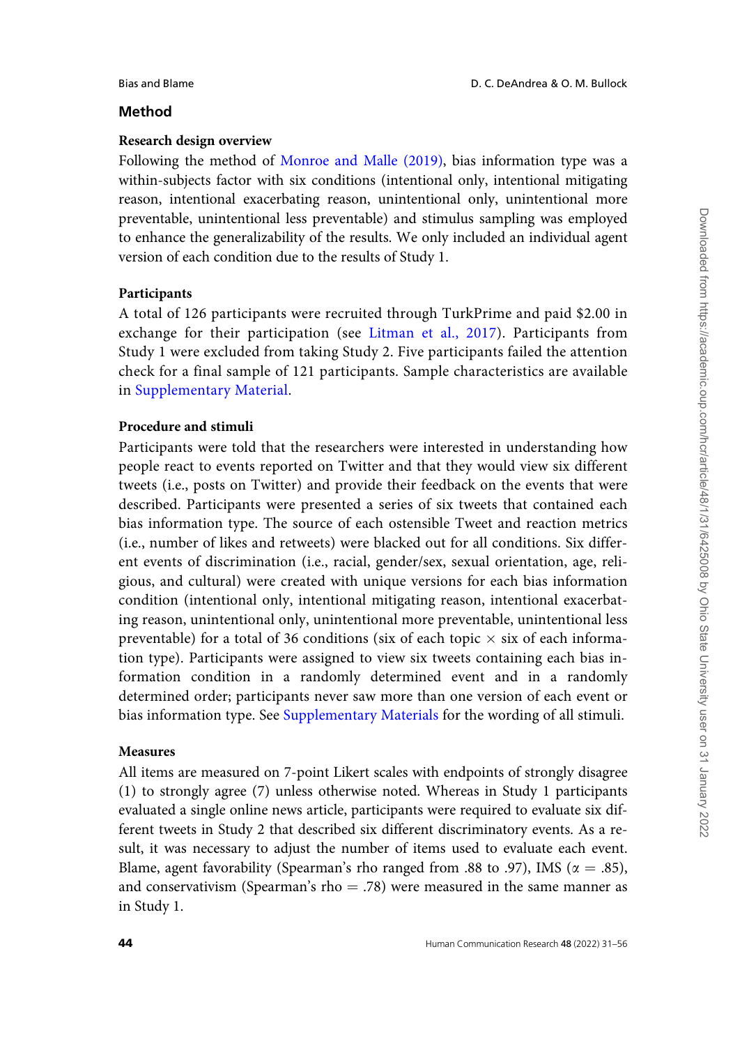## Method

### Research design overview

Following the method of Monroe and Malle (2019), bias information type was a within-subjects factor with six conditions (intentional only, intentional mitigating reason, intentional exacerbating reason, unintentional only, unintentional more preventable, unintentional less preventable) and stimulus sampling was employed to enhance the generalizability of the results. We only included an individual agent version of each condition due to the results of Study 1.

### Participants

A total of 126 participants were recruited through TurkPrime and paid \$2.00 in exchange for their participation (see Litman et al., 2017). Participants from Study 1 were excluded from taking Study 2. Five participants failed the attention check for a final sample of 121 participants. Sample characteristics are available in Supplementary Material.

### Procedure and stimuli

Participants were told that the researchers were interested in understanding how people react to events reported on Twitter and that they would view six different tweets (i.e., posts on Twitter) and provide their feedback on the events that were described. Participants were presented a series of six tweets that contained each bias information type. The source of each ostensible Tweet and reaction metrics (i.e., number of likes and retweets) were blacked out for all conditions. Six different events of discrimination (i.e., racial, gender/sex, sexual orientation, age, religious, and cultural) were created with unique versions for each bias information condition (intentional only, intentional mitigating reason, intentional exacerbating reason, unintentional only, unintentional more preventable, unintentional less preventable) for a total of 36 conditions (six of each topic × six of each information type). Participants were assigned to view six tweets containing each bias information condition in a randomly determined event and in a randomly determined order; participants never saw more than one version of each event or bias information type. See Supplementary Materials for the wording of all stimuli.

### Measures

All items are measured on 7-point Likert scales with endpoints of strongly disagree (1) to strongly agree (7) unless otherwise noted. Whereas in Study 1 participants evaluated a single online news article, participants were required to evaluate six different tweets in Study 2 that described six different discriminatory events. As a result, it was necessary to adjust the number of items used to evaluate each event. Blame, agent favorability (Spearman's rho ranged from .88 to .97), IMS ($\alpha = .85$), and conservativism (Spearman's rho = .78) were measured in the same manner as in Study 1.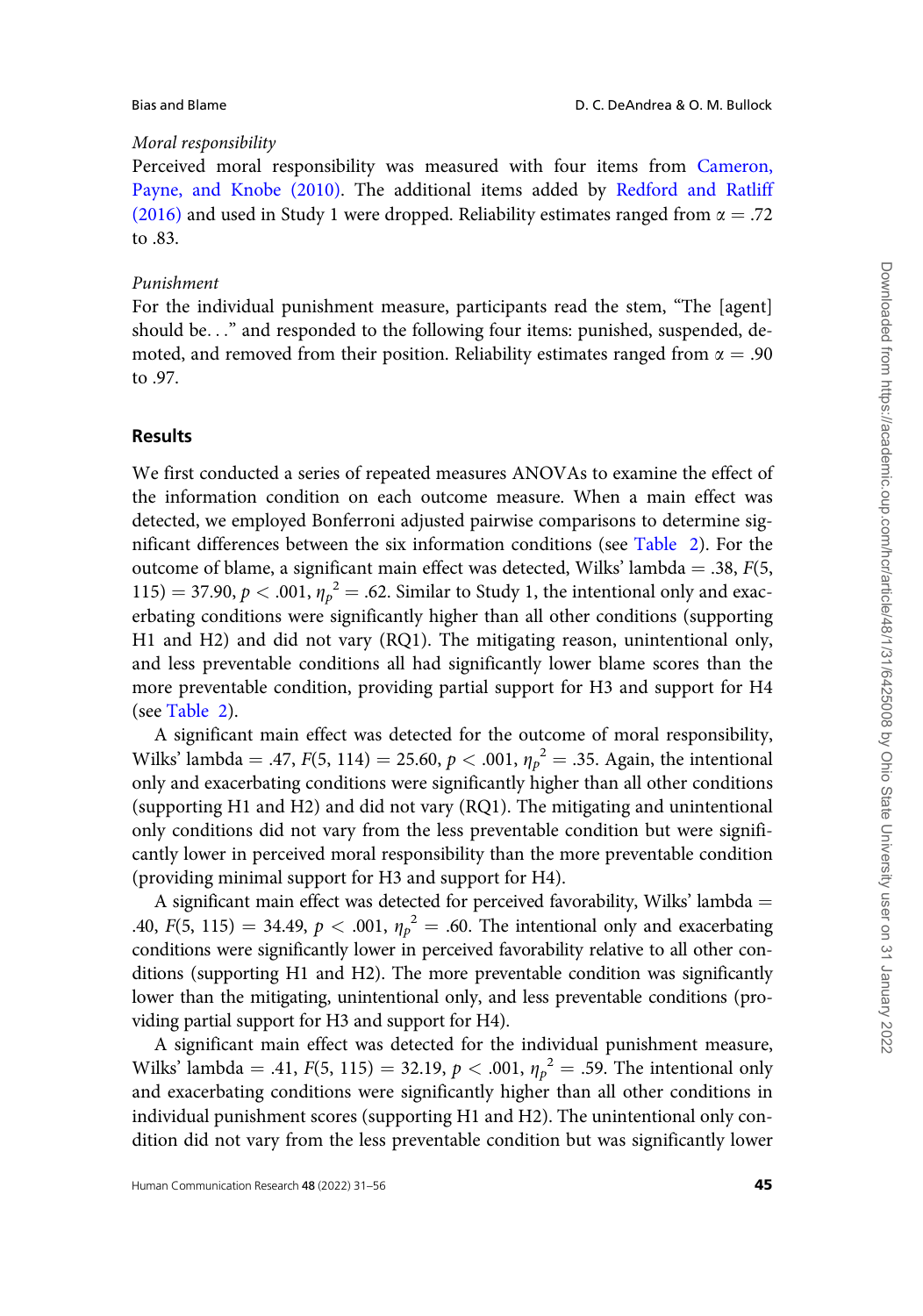*Moral responsibility*

Perceived moral responsibility was measured with four items from Cameron, Payne, and Knobe (2010). The additional items added by Redford and Ratliff (2016) and used in Study 1 were dropped. Reliability estimates ranged from $\alpha = .72$ to .83.

*Punishment*

For the individual punishment measure, participants read the stem, "The [agent] should be..." and responded to the following four items: punished, suspended, demoted, and removed from their position. Reliability estimates ranged from $\alpha = .90$ to .97.

## Results

We first conducted a series of repeated measures ANOVAs to examine the effect of the information condition on each outcome measure. When a main effect was detected, we employed Bonferroni adjusted pairwise comparisons to determine significant differences between the six information conditions (see Table 2). For the outcome of blame, a significant main effect was detected, Wilks' lambda = .38, $F(5, 115) = 37.90$, $p < .001$, $\eta_p^2 = .62$. Similar to Study 1, the intentional only and exacerbating conditions were significantly higher than all other conditions (supporting H1 and H2) and did not vary (RQ1). The mitigating reason, unintentional only, and less preventable conditions all had significantly lower blame scores than the more preventable condition, providing partial support for H3 and support for H4 (see Table 2).

A significant main effect was detected for the outcome of moral responsibility, Wilks' lambda = .47, $F(5, 114) = 25.60$, $p < .001$, $\eta_p^2 = .35$. Again, the intentional only and exacerbating conditions were significantly higher than all other conditions (supporting H1 and H2) and did not vary (RQ1). The mitigating and unintentional only conditions did not vary from the less preventable condition but were significantly lower in perceived moral responsibility than the more preventable condition (providing minimal support for H3 and support for H4).

A significant main effect was detected for perceived favorability, Wilks' lambda = .40, $F(5, 115) = 34.49$, $p < .001$, $\eta_p^2 = .60$. The intentional only and exacerbating conditions were significantly lower in perceived favorability relative to all other conditions (supporting H1 and H2). The more preventable condition was significantly lower than the mitigating, unintentional only, and less preventable conditions (providing partial support for H3 and support for H4).

A significant main effect was detected for the individual punishment measure, Wilks' lambda = .41, $F(5, 115) = 32.19$, $p < .001$, $\eta_p^2 = .59$. The intentional only and exacerbating conditions were significantly higher than all other conditions in individual punishment scores (supporting H1 and H2). The unintentional only condition did not vary from the less preventable condition but was significantly lower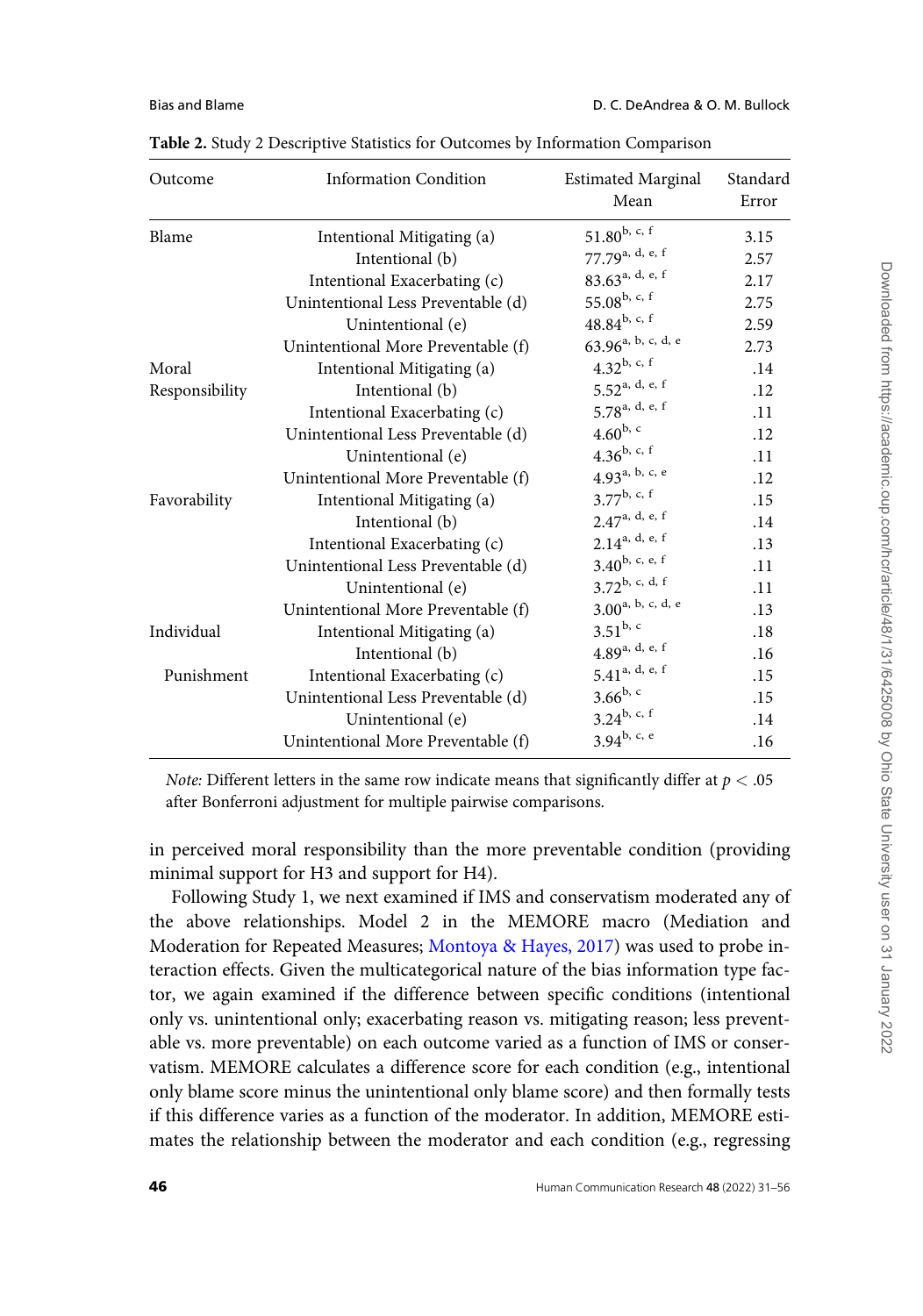**Table 2.** Study 2 Descriptive Statistics for Outcomes by Information Comparison

| Outcome | Information Condition | Estimated Marginal Mean | Standard Error |
|---|---|---|---|
| Blame | Intentional Mitigating (a) | 51.80[b, c, f] | 3.15 |
| | Intentional (b) | 77.79[a, d, e, f] | 2.57 |
| | Intentional Exacerbating (c) | 83.63[a, d, e, f] | 2.17 |
| | Unintentional Less Preventable (d) | 55.08[b, c, f] | 2.75 |
| | Unintentional (e) | 48.84[b, c, f] | 2.59 |
| | Unintentional More Preventable (f) | 63.96[a, b, c, d, e] | 2.73 |
| Moral Responsibility | Intentional Mitigating (a) | 4.32[b, c, f] | .14 |
| | Intentional (b) | 5.52[a, d, e, f] | .12 |
| | Intentional Exacerbating (c) | 5.78[a, d, e, f] | .11 |
| | Unintentional Less Preventable (d) | 4.60[b, c] | .12 |
| | Unintentional (e) | 4.36[b, c, f] | .11 |
| | Unintentional More Preventable (f) | 4.93[a, b, c, e] | .12 |
| Favorability | Intentional Mitigating (a) | 3.77[b, c, f] | .15 |
| | Intentional (b) | 2.47[a, d, e, f] | .14 |
| | Intentional Exacerbating (c) | 2.14[a, d, e, f] | .13 |
| | Unintentional Less Preventable (d) | 3.40[b, c, e, f] | .11 |
| | Unintentional (e) | 3.72[b, c, d, f] | .11 |
| | Unintentional More Preventable (f) | 3.00[a, b, c, d, e] | .13 |
| Individual Punishment | Intentional Mitigating (a) | 3.51[b, c] | .18 |
| | Intentional (b) | 4.89[a, d, e, f] | .16 |
| | Intentional Exacerbating (c) | 5.41[a, d, e, f] | .15 |
| | Unintentional Less Preventable (d) | 3.66[b, c] | .15 |
| | Unintentional (e) | 3.24[b, c, f] | .14 |
| | Unintentional More Preventable (f) | 3.94[b, c, e] | .16 |

*Note:* Different letters in the same row indicate means that significantly differ at $p < .05$ after Bonferroni adjustment for multiple pairwise comparisons.

in perceived moral responsibility than the more preventable condition (providing minimal support for H3 and support for H4).

Following Study 1, we next examined if IMS and conservatism moderated any of the above relationships. Model 2 in the MEMORE macro (Mediation and Moderation for Repeated Measures; Montoya & Hayes, 2017) was used to probe interaction effects. Given the multicategorical nature of the bias information type factor, we again examined if the difference between specific conditions (intentional only vs. unintentional only; exacerbating reason vs. mitigating reason; less preventable vs. more preventable) on each outcome varied as a function of IMS or conservatism. MEMORE calculates a difference score for each condition (e.g., intentional only blame score minus the unintentional only blame score) and then formally tests if this difference varies as a function of the moderator. In addition, MEMORE estimates the relationship between the moderator and each condition (e.g., regressing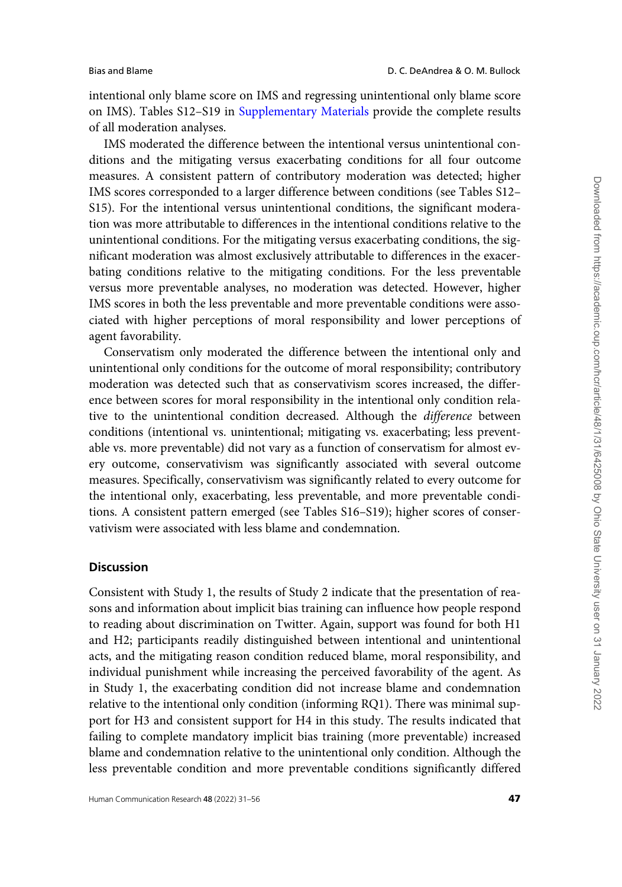intentional only blame score on IMS and regressing unintentional only blame score on IMS). Tables S12–S19 in Supplementary Materials provide the complete results of all moderation analyses.

IMS moderated the difference between the intentional versus unintentional conditions and the mitigating versus exacerbating conditions for all four outcome measures. A consistent pattern of contributory moderation was detected; higher IMS scores corresponded to a larger difference between conditions (see Tables S12–S15). For the intentional versus unintentional conditions, the significant moderation was more attributable to differences in the intentional conditions relative to the unintentional conditions. For the mitigating versus exacerbating conditions, the significant moderation was almost exclusively attributable to differences in the exacerbating conditions relative to the mitigating conditions. For the less preventable versus more preventable analyses, no moderation was detected. However, higher IMS scores in both the less preventable and more preventable conditions were associated with higher perceptions of moral responsibility and lower perceptions of agent favorability.

Conservatism only moderated the difference between the intentional only and unintentional only conditions for the outcome of moral responsibility; contributory moderation was detected such that as conservativism scores increased, the difference between scores for moral responsibility in the intentional only condition relative to the unintentional condition decreased. Although the *difference* between conditions (intentional vs. unintentional; mitigating vs. exacerbating; less preventable vs. more preventable) did not vary as a function of conservatism for almost every outcome, conservativism was significantly associated with several outcome measures. Specifically, conservativism was significantly related to every outcome for the intentional only, exacerbating, less preventable, and more preventable conditions. A consistent pattern emerged (see Tables S16–S19); higher scores of conservativism were associated with less blame and condemnation.

## Discussion

Consistent with Study 1, the results of Study 2 indicate that the presentation of reasons and information about implicit bias training can influence how people respond to reading about discrimination on Twitter. Again, support was found for both H1 and H2; participants readily distinguished between intentional and unintentional acts, and the mitigating reason condition reduced blame, moral responsibility, and individual punishment while increasing the perceived favorability of the agent. As in Study 1, the exacerbating condition did not increase blame and condemnation relative to the intentional only condition (informing RQ1). There was minimal support for H3 and consistent support for H4 in this study. The results indicated that failing to complete mandatory implicit bias training (more preventable) increased blame and condemnation relative to the unintentional only condition. Although the less preventable condition and more preventable conditions significantly differed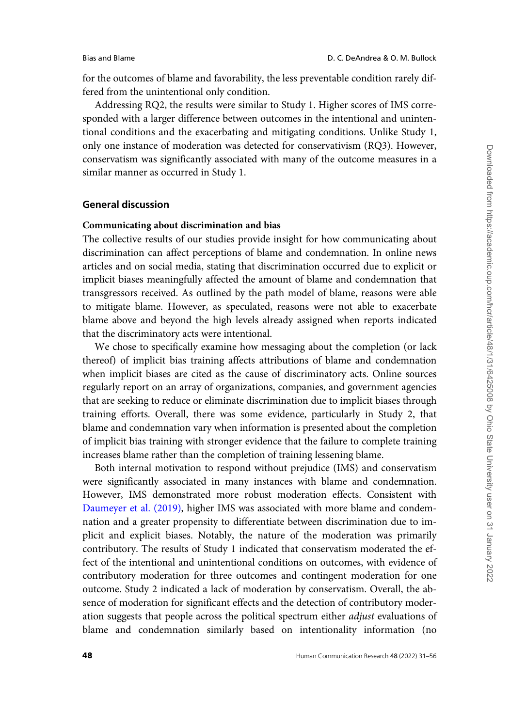for the outcomes of blame and favorability, the less preventable condition rarely differed from the unintentional only condition.

Addressing RQ2, the results were similar to Study 1. Higher scores of IMS corresponded with a larger difference between outcomes in the intentional and unintentional conditions and the exacerbating and mitigating conditions. Unlike Study 1, only one instance of moderation was detected for conservativism (RQ3). However, conservatism was significantly associated with many of the outcome measures in a similar manner as occurred in Study 1.

## General discussion

### Communicating about discrimination and bias

The collective results of our studies provide insight for how communicating about discrimination can affect perceptions of blame and condemnation. In online news articles and on social media, stating that discrimination occurred due to explicit or implicit biases meaningfully affected the amount of blame and condemnation that transgressors received. As outlined by the path model of blame, reasons were able to mitigate blame. However, as speculated, reasons were not able to exacerbate blame above and beyond the high levels already assigned when reports indicated that the discriminatory acts were intentional.

We chose to specifically examine how messaging about the completion (or lack thereof) of implicit bias training affects attributions of blame and condemnation when implicit biases are cited as the cause of discriminatory acts. Online sources regularly report on an array of organizations, companies, and government agencies that are seeking to reduce or eliminate discrimination due to implicit biases through training efforts. Overall, there was some evidence, particularly in Study 2, that blame and condemnation vary when information is presented about the completion of implicit bias training with stronger evidence that the failure to complete training increases blame rather than the completion of training lessening blame.

Both internal motivation to respond without prejudice (IMS) and conservatism were significantly associated in many instances with blame and condemnation. However, IMS demonstrated more robust moderation effects. Consistent with Daumeyer et al. (2019), higher IMS was associated with more blame and condemnation and a greater propensity to differentiate between discrimination due to implicit and explicit biases. Notably, the nature of the moderation was primarily contributory. The results of Study 1 indicated that conservatism moderated the effect of the intentional and unintentional conditions on outcomes, with evidence of contributory moderation for three outcomes and contingent moderation for one outcome. Study 2 indicated a lack of moderation by conservatism. Overall, the absence of moderation for significant effects and the detection of contributory moderation suggests that people across the political spectrum either *adjust* evaluations of blame and condemnation similarly based on intentionality information (no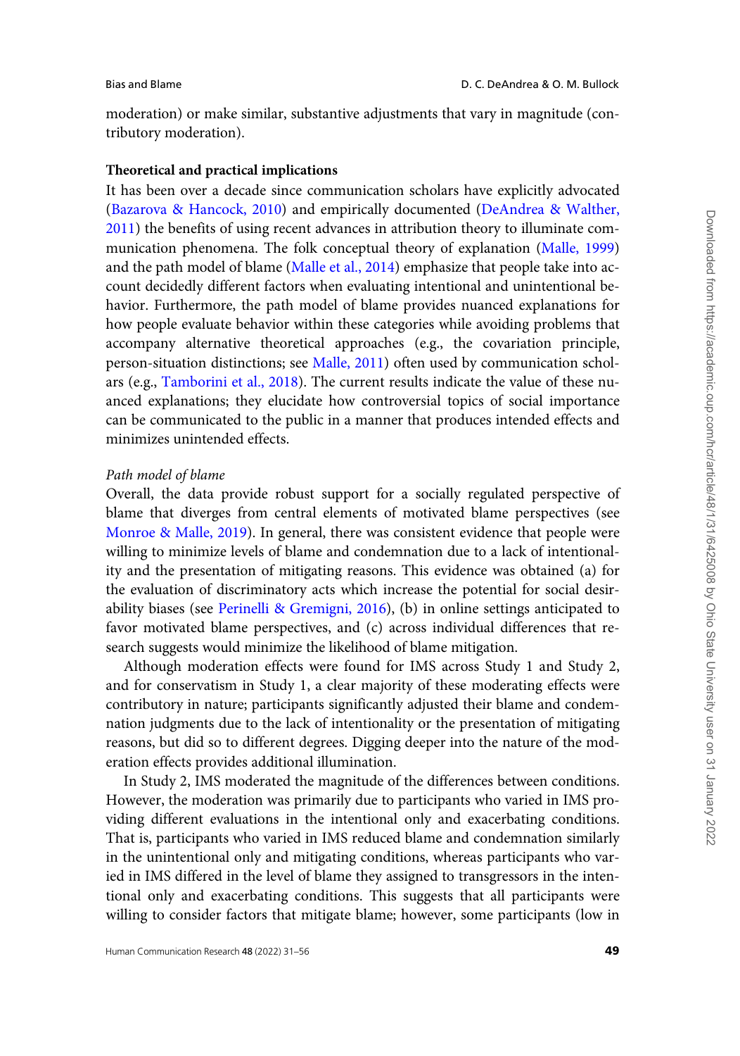moderation) or make similar, substantive adjustments that vary in magnitude (contributory moderation).

**Theoretical and practical implications**

It has been over a decade since communication scholars have explicitly advocated (Bazarova & Hancock, 2010) and empirically documented (DeAndrea & Walther, 2011) the benefits of using recent advances in attribution theory to illuminate communication phenomena. The folk conceptual theory of explanation (Malle, 1999) and the path model of blame (Malle et al., 2014) emphasize that people take into account decidedly different factors when evaluating intentional and unintentional behavior. Furthermore, the path model of blame provides nuanced explanations for how people evaluate behavior within these categories while avoiding problems that accompany alternative theoretical approaches (e.g., the covariation principle, person-situation distinctions; see Malle, 2011) often used by communication scholars (e.g., Tamborini et al., 2018). The current results indicate the value of these nuanced explanations; they elucidate how controversial topics of social importance can be communicated to the public in a manner that produces intended effects and minimizes unintended effects.

*Path model of blame*

Overall, the data provide robust support for a socially regulated perspective of blame that diverges from central elements of motivated blame perspectives (see Monroe & Malle, 2019). In general, there was consistent evidence that people were willing to minimize levels of blame and condemnation due to a lack of intentionality and the presentation of mitigating reasons. This evidence was obtained (a) for the evaluation of discriminatory acts which increase the potential for social desirability biases (see Perinelli & Gremigni, 2016), (b) in online settings anticipated to favor motivated blame perspectives, and (c) across individual differences that research suggests would minimize the likelihood of blame mitigation.

Although moderation effects were found for IMS across Study 1 and Study 2, and for conservatism in Study 1, a clear majority of these moderating effects were contributory in nature; participants significantly adjusted their blame and condemnation judgments due to the lack of intentionality or the presentation of mitigating reasons, but did so to different degrees. Digging deeper into the nature of the moderation effects provides additional illumination.

In Study 2, IMS moderated the magnitude of the differences between conditions. However, the moderation was primarily due to participants who varied in IMS providing different evaluations in the intentional only and exacerbating conditions. That is, participants who varied in IMS reduced blame and condemnation similarly in the unintentional only and mitigating conditions, whereas participants who varied in IMS differed in the level of blame they assigned to transgressors in the intentional only and exacerbating conditions. This suggests that all participants were willing to consider factors that mitigate blame; however, some participants (low in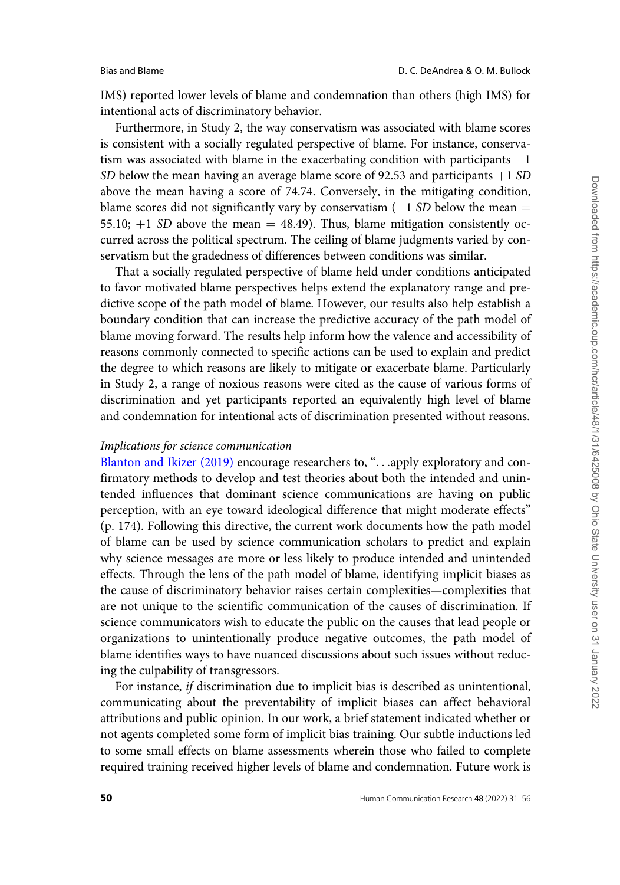IMS) reported lower levels of blame and condemnation than others (high IMS) for intentional acts of discriminatory behavior.

Furthermore, in Study 2, the way conservatism was associated with blame scores is consistent with a socially regulated perspective of blame. For instance, conservatism was associated with blame in the exacerbating condition with participants $-1$ *SD* below the mean having an average blame score of 92.53 and participants $+1$ *SD* above the mean having a score of 74.74. Conversely, in the mitigating condition, blame scores did not significantly vary by conservatism ($-1$ *SD* below the mean $=$ 55.10; $+1$ *SD* above the mean $=$ 48.49). Thus, blame mitigation consistently occurred across the political spectrum. The ceiling of blame judgments varied by conservatism but the gradedness of differences between conditions was similar.

That a socially regulated perspective of blame held under conditions anticipated to favor motivated blame perspectives helps extend the explanatory range and predictive scope of the path model of blame. However, our results also help establish a boundary condition that can increase the predictive accuracy of the path model of blame moving forward. The results help inform how the valence and accessibility of reasons commonly connected to specific actions can be used to explain and predict the degree to which reasons are likely to mitigate or exacerbate blame. Particularly in Study 2, a range of noxious reasons were cited as the cause of various forms of discrimination and yet participants reported an equivalently high level of blame and condemnation for intentional acts of discrimination presented without reasons.

*Implications for science communication*

Blanton and Ikizer (2019) encourage researchers to, "...apply exploratory and confirmatory methods to develop and test theories about both the intended and unintended influences that dominant science communications are having on public perception, with an eye toward ideological difference that might moderate effects" (p. 174). Following this directive, the current work documents how the path model of blame can be used by science communication scholars to predict and explain why science messages are more or less likely to produce intended and unintended effects. Through the lens of the path model of blame, identifying implicit biases as the cause of discriminatory behavior raises certain complexities—complexities that are not unique to the scientific communication of the causes of discrimination. If science communicators wish to educate the public on the causes that lead people or organizations to unintentionally produce negative outcomes, the path model of blame identifies ways to have nuanced discussions about such issues without reducing the culpability of transgressors.

For instance, *if* discrimination due to implicit bias is described as unintentional, communicating about the preventability of implicit biases can affect behavioral attributions and public opinion. In our work, a brief statement indicated whether or not agents completed some form of implicit bias training. Our subtle inductions led to some small effects on blame assessments wherein those who failed to complete required training received higher levels of blame and condemnation. Future work is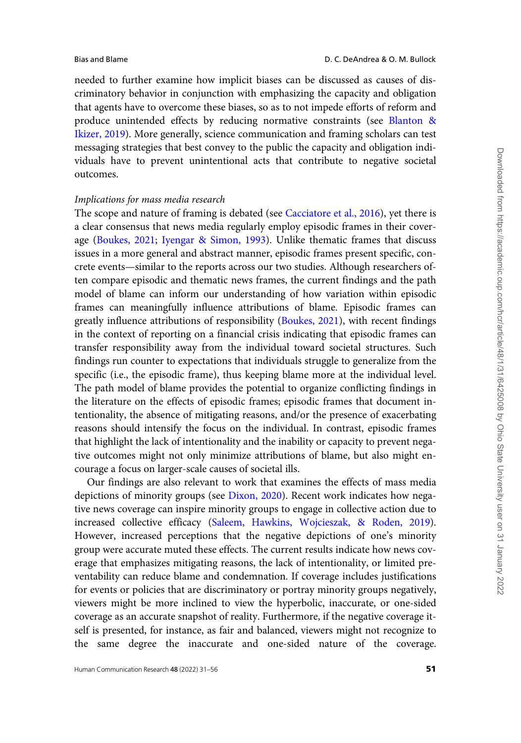needed to further examine how implicit biases can be discussed as causes of discriminatory behavior in conjunction with emphasizing the capacity and obligation that agents have to overcome these biases, so as to not impede efforts of reform and produce unintended effects by reducing normative constraints (see Blanton & Ikizer, 2019). More generally, science communication and framing scholars can test messaging strategies that best convey to the public the capacity and obligation individuals have to prevent unintentional acts that contribute to negative societal outcomes.

*Implications for mass media research*

The scope and nature of framing is debated (see Cacciatore et al., 2016), yet there is a clear consensus that news media regularly employ episodic frames in their coverage (Boukes, 2021; Iyengar & Simon, 1993). Unlike thematic frames that discuss issues in a more general and abstract manner, episodic frames present specific, concrete events—similar to the reports across our two studies. Although researchers often compare episodic and thematic news frames, the current findings and the path model of blame can inform our understanding of how variation within episodic frames can meaningfully influence attributions of blame. Episodic frames can greatly influence attributions of responsibility (Boukes, 2021), with recent findings in the context of reporting on a financial crisis indicating that episodic frames can transfer responsibility away from the individual toward societal structures. Such findings run counter to expectations that individuals struggle to generalize from the specific (i.e., the episodic frame), thus keeping blame more at the individual level. The path model of blame provides the potential to organize conflicting findings in the literature on the effects of episodic frames; episodic frames that document intentionality, the absence of mitigating reasons, and/or the presence of exacerbating reasons should intensify the focus on the individual. In contrast, episodic frames that highlight the lack of intentionality and the inability or capacity to prevent negative outcomes might not only minimize attributions of blame, but also might encourage a focus on larger-scale causes of societal ills.

Our findings are also relevant to work that examines the effects of mass media depictions of minority groups (see Dixon, 2020). Recent work indicates how negative news coverage can inspire minority groups to engage in collective action due to increased collective efficacy (Saleem, Hawkins, Wojcieszak, & Roden, 2019). However, increased perceptions that the negative depictions of one's minority group were accurate muted these effects. The current results indicate how news coverage that emphasizes mitigating reasons, the lack of intentionality, or limited preventability can reduce blame and condemnation. If coverage includes justifications for events or policies that are discriminatory or portray minority groups negatively, viewers might be more inclined to view the hyperbolic, inaccurate, or one-sided coverage as an accurate snapshot of reality. Furthermore, if the negative coverage itself is presented, for instance, as fair and balanced, viewers might not recognize to the same degree the inaccurate and one-sided nature of the coverage.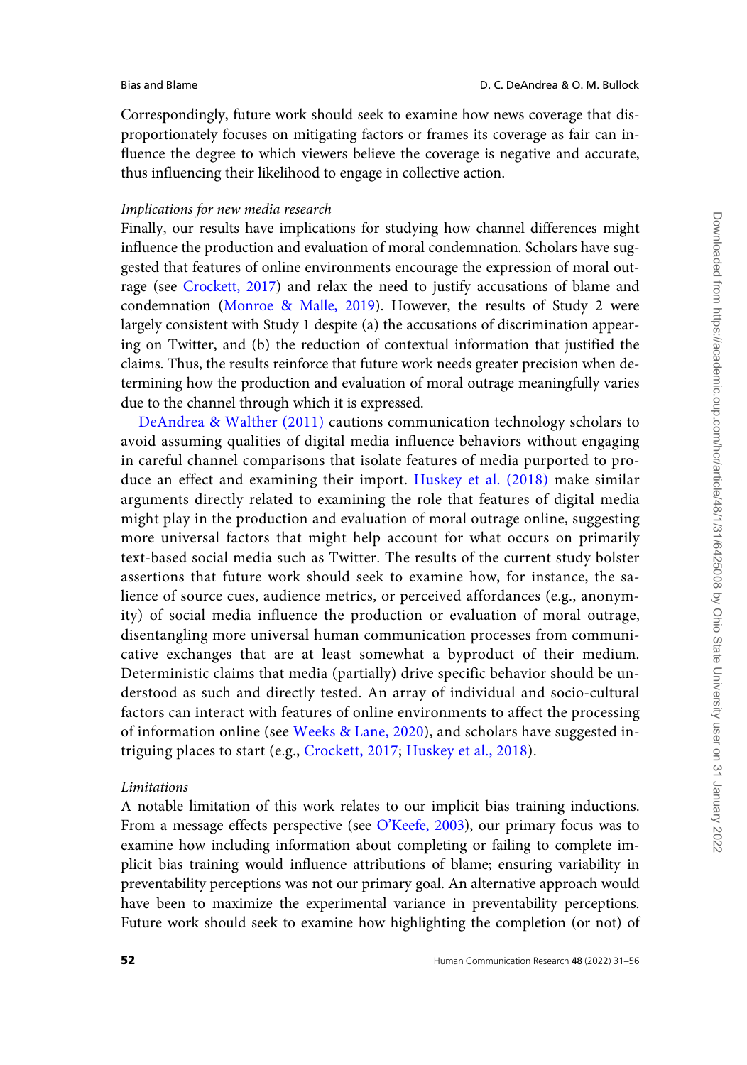Correspondingly, future work should seek to examine how news coverage that disproportionately focuses on mitigating factors or frames its coverage as fair can influence the degree to which viewers believe the coverage is negative and accurate, thus influencing their likelihood to engage in collective action.

*Implications for new media research*

Finally, our results have implications for studying how channel differences might influence the production and evaluation of moral condemnation. Scholars have suggested that features of online environments encourage the expression of moral outrage (see Crockett, 2017) and relax the need to justify accusations of blame and condemnation (Monroe & Malle, 2019). However, the results of Study 2 were largely consistent with Study 1 despite (a) the accusations of discrimination appearing on Twitter, and (b) the reduction of contextual information that justified the claims. Thus, the results reinforce that future work needs greater precision when determining how the production and evaluation of moral outrage meaningfully varies due to the channel through which it is expressed.

DeAndrea & Walther (2011) cautions communication technology scholars to avoid assuming qualities of digital media influence behaviors without engaging in careful channel comparisons that isolate features of media purported to produce an effect and examining their import. Huskey et al. (2018) make similar arguments directly related to examining the role that features of digital media might play in the production and evaluation of moral outrage online, suggesting more universal factors that might help account for what occurs on primarily text-based social media such as Twitter. The results of the current study bolster assertions that future work should seek to examine how, for instance, the salience of source cues, audience metrics, or perceived affordances (e.g., anonymity) of social media influence the production or evaluation of moral outrage, disentangling more universal human communication processes from communicative exchanges that are at least somewhat a byproduct of their medium. Deterministic claims that media (partially) drive specific behavior should be understood as such and directly tested. An array of individual and socio-cultural factors can interact with features of online environments to affect the processing of information online (see Weeks & Lane, 2020), and scholars have suggested intriguing places to start (e.g., Crockett, 2017; Huskey et al., 2018).

*Limitations*

A notable limitation of this work relates to our implicit bias training inductions. From a message effects perspective (see O'Keefe, 2003), our primary focus was to examine how including information about completing or failing to complete implicit bias training would influence attributions of blame; ensuring variability in preventability perceptions was not our primary goal. An alternative approach would have been to maximize the experimental variance in preventability perceptions. Future work should seek to examine how highlighting the completion (or not) of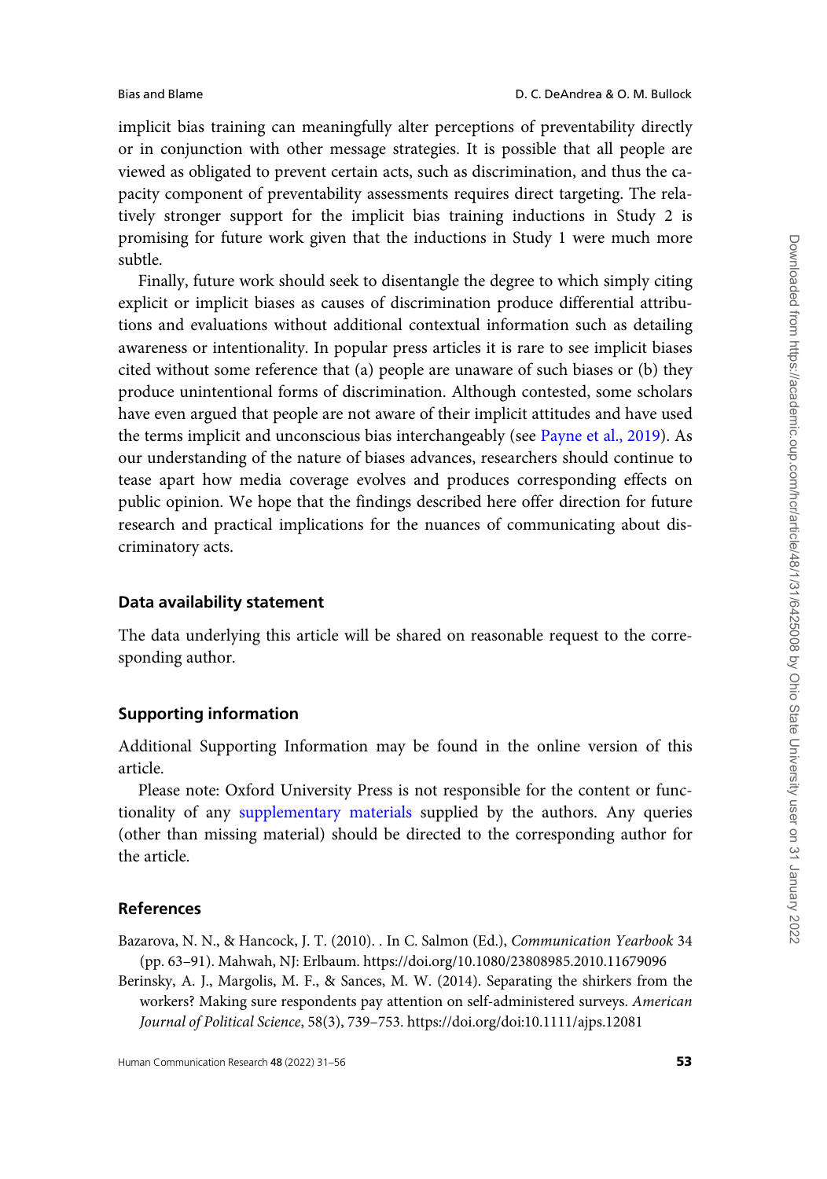implicit bias training can meaningfully alter perceptions of preventability directly or in conjunction with other message strategies. It is possible that all people are viewed as obligated to prevent certain acts, such as discrimination, and thus the capacity component of preventability assessments requires direct targeting. The relatively stronger support for the implicit bias training inductions in Study 2 is promising for future work given that the inductions in Study 1 were much more subtle.

Finally, future work should seek to disentangle the degree to which simply citing explicit or implicit biases as causes of discrimination produce differential attributions and evaluations without additional contextual information such as detailing awareness or intentionality. In popular press articles it is rare to see implicit biases cited without some reference that (a) people are unaware of such biases or (b) they produce unintentional forms of discrimination. Although contested, some scholars have even argued that people are not aware of their implicit attitudes and have used the terms implicit and unconscious bias interchangeably (see Payne et al., 2019). As our understanding of the nature of biases advances, researchers should continue to tease apart how media coverage evolves and produces corresponding effects on public opinion. We hope that the findings described here offer direction for future research and practical implications for the nuances of communicating about discriminatory acts.

## Data availability statement

The data underlying this article will be shared on reasonable request to the corresponding author.

## Supporting information

Additional Supporting Information may be found in the online version of this article.

Please note: Oxford University Press is not responsible for the content or functionality of any supplementary materials supplied by the authors. Any queries (other than missing material) should be directed to the corresponding author for the article.

## References

Bazarova, N. N., & Hancock, J. T. (2010). . In C. Salmon (Ed.), *Communication Yearbook* 34 (pp. 63–91). Mahwah, NJ: Erlbaum. https://doi.org/10.1080/23808985.2010.11679096

Berinsky, A. J., Margolis, M. F., & Sances, M. W. (2014). Separating the shirkers from the workers? Making sure respondents pay attention on self-administered surveys. *American Journal of Political Science*, 58(3), 739–753. https://doi.org/doi:10.1111/ajps.12081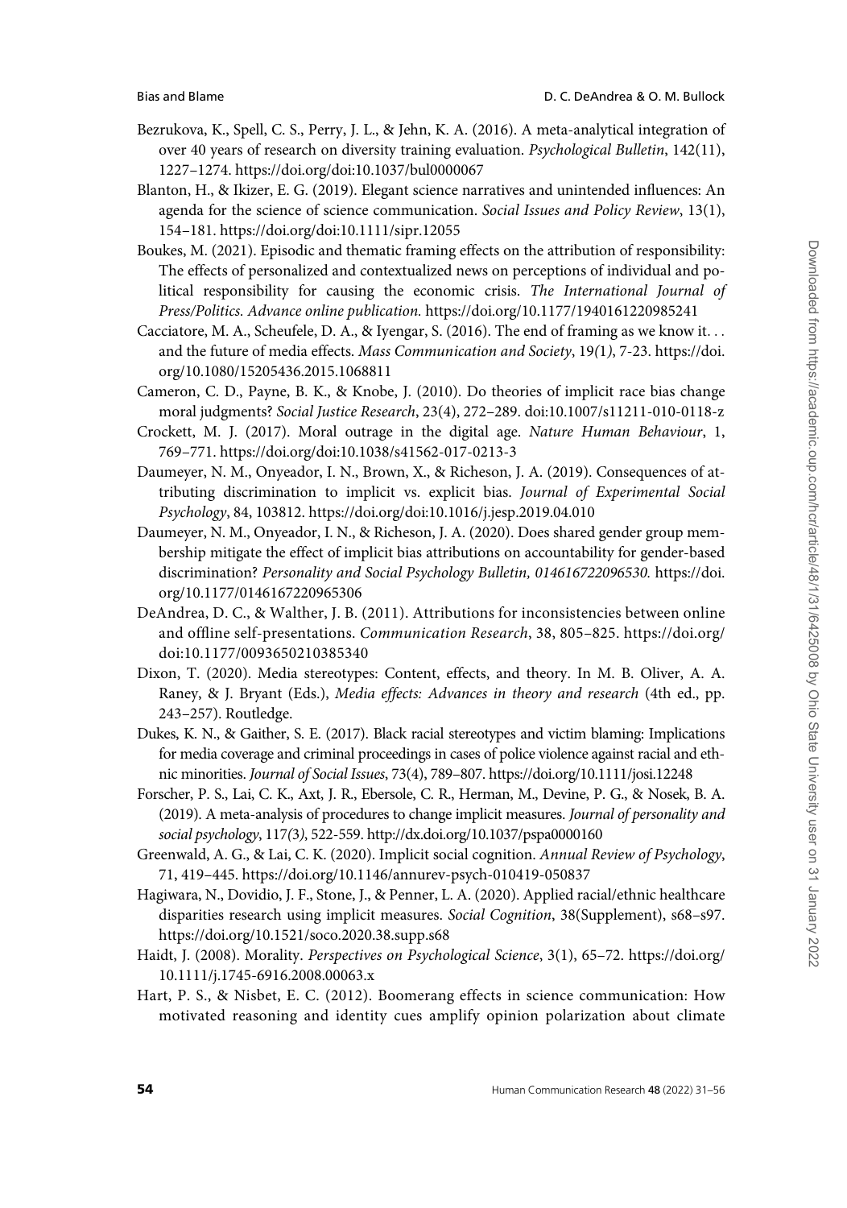Bezrukova, K., Spell, C. S., Perry, J. L., & Jehn, K. A. (2016). A meta-analytical integration of over 40 years of research on diversity training evaluation. *Psychological Bulletin*, 142(11), 1227–1274. https://doi.org/doi:10.1037/bul0000067

Blanton, H., & Ikizer, E. G. (2019). Elegant science narratives and unintended influences: An agenda for the science of science communication. *Social Issues and Policy Review*, 13(1), 154–181. https://doi.org/doi:10.1111/sipr.12055

Boukes, M. (2021). Episodic and thematic framing effects on the attribution of responsibility: The effects of personalized and contextualized news on perceptions of individual and political responsibility for causing the economic crisis. *The International Journal of Press/Politics. Advance online publication.* https://doi.org/10.1177/1940161220985241

Cacciatore, M. A., Scheufele, D. A., & Iyengar, S. (2016). The end of framing as we know it… and the future of media effects. *Mass Communication and Society*, 19*(1)*, 7-23. https://doi.org/10.1080/15205436.2015.1068811

Cameron, C. D., Payne, B. K., & Knobe, J. (2010). Do theories of implicit race bias change moral judgments? *Social Justice Research*, 23(4), 272–289. doi:10.1007/s11211-010-0118-z

Crockett, M. J. (2017). Moral outrage in the digital age. *Nature Human Behaviour*, 1, 769–771. https://doi.org/doi:10.1038/s41562-017-0213-3

Daumeyer, N. M., Onyeador, I. N., Brown, X., & Richeson, J. A. (2019). Consequences of attributing discrimination to implicit vs. explicit bias. *Journal of Experimental Social Psychology*, 84, 103812. https://doi.org/doi:10.1016/j.jesp.2019.04.010

Daumeyer, N. M., Onyeador, I. N., & Richeson, J. A. (2020). Does shared gender group membership mitigate the effect of implicit bias attributions on accountability for gender-based discrimination? *Personality and Social Psychology Bulletin, 014616722096530.* https://doi.org/10.1177/0146167220965306

DeAndrea, D. C., & Walther, J. B. (2011). Attributions for inconsistencies between online and offline self-presentations. *Communication Research*, 38, 805–825. https://doi.org/doi:10.1177/0093650210385340

Dixon, T. (2020). Media stereotypes: Content, effects, and theory. In M. B. Oliver, A. A. Raney, & J. Bryant (Eds.), *Media effects: Advances in theory and research* (4th ed., pp. 243–257). Routledge.

Dukes, K. N., & Gaither, S. E. (2017). Black racial stereotypes and victim blaming: Implications for media coverage and criminal proceedings in cases of police violence against racial and ethnic minorities. *Journal of Social Issues*, 73(4), 789–807. https://doi.org/10.1111/josi.12248

Forscher, P. S., Lai, C. K., Axt, J. R., Ebersole, C. R., Herman, M., Devine, P. G., & Nosek, B. A. (2019). A meta-analysis of procedures to change implicit measures. *Journal of personality and social psychology*, 117*(3)*, 522-559. http://dx.doi.org/10.1037/pspa0000160

Greenwald, A. G., & Lai, C. K. (2020). Implicit social cognition. *Annual Review of Psychology*, 71, 419–445. https://doi.org/10.1146/annurev-psych-010419-050837

Hagiwara, N., Dovidio, J. F., Stone, J., & Penner, L. A. (2020). Applied racial/ethnic healthcare disparities research using implicit measures. *Social Cognition*, 38(Supplement), s68–s97. https://doi.org/10.1521/soco.2020.38.supp.s68

Haidt, J. (2008). Morality. *Perspectives on Psychological Science*, 3(1), 65–72. https://doi.org/10.1111/j.1745-6916.2008.00063.x

Hart, P. S., & Nisbet, E. C. (2012). Boomerang effects in science communication: How motivated reasoning and identity cues amplify opinion polarization about climate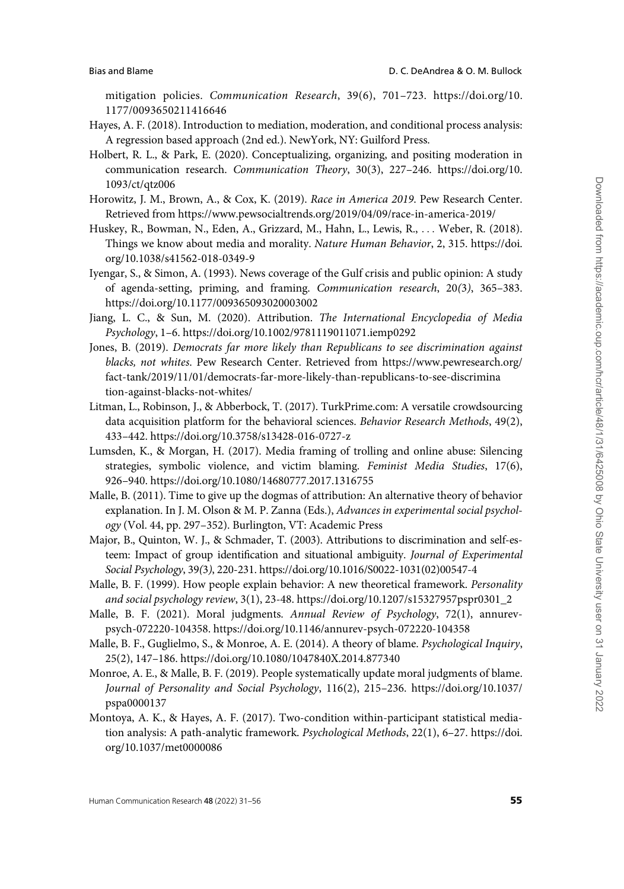mitigation policies. *Communication Research*, 39(6), 701–723. https://doi.org/10.1177/0093650211416646

Hayes, A. F. (2018). Introduction to mediation, moderation, and conditional process analysis: A regression based approach (2nd ed.). NewYork, NY: Guilford Press.

Holbert, R. L., & Park, E. (2020). Conceptualizing, organizing, and positing moderation in communication research. *Communication Theory*, 30(3), 227–246. https://doi.org/10.1093/ct/qtz006

Horowitz, J. M., Brown, A., & Cox, K. (2019). *Race in America 2019*. Pew Research Center. Retrieved from https://www.pewsocialtrends.org/2019/04/09/race-in-america-2019/

Huskey, R., Bowman, N., Eden, A., Grizzard, M., Hahn, L., Lewis, R., . . . Weber, R. (2018). Things we know about media and morality. *Nature Human Behavior*, 2, 315. https://doi.org/10.1038/s41562-018-0349-9

Iyengar, S., & Simon, A. (1993). News coverage of the Gulf crisis and public opinion: A study of agenda-setting, priming, and framing. *Communication research*, 20*(3)*, 365–383. https://doi.org/10.1177/009365093020003002

Jiang, L. C., & Sun, M. (2020). Attribution. *The International Encyclopedia of Media Psychology*, 1–6. https://doi.org/10.1002/9781119011071.iemp0292

Jones, B. (2019). *Democrats far more likely than Republicans to see discrimination against blacks, not whites*. Pew Research Center. Retrieved from https://www.pewresearch.org/fact-tank/2019/11/01/democrats-far-more-likely-than-republicans-to-see-discrimination-against-blacks-not-whites/

Litman, L., Robinson, J., & Abberbock, T. (2017). TurkPrime.com: A versatile crowdsourcing data acquisition platform for the behavioral sciences. *Behavior Research Methods*, 49(2), 433–442. https://doi.org/10.3758/s13428-016-0727-z

Lumsden, K., & Morgan, H. (2017). Media framing of trolling and online abuse: Silencing strategies, symbolic violence, and victim blaming. *Feminist Media Studies*, 17(6), 926–940. https://doi.org/10.1080/14680777.2017.1316755

Malle, B. (2011). Time to give up the dogmas of attribution: An alternative theory of behavior explanation. In J. M. Olson & M. P. Zanna (Eds.), *Advances in experimental social psychology* (Vol. 44, pp. 297–352). Burlington, VT: Academic Press

Major, B., Quinton, W. J., & Schmader, T. (2003). Attributions to discrimination and self-esteem: Impact of group identification and situational ambiguity. *Journal of Experimental Social Psychology*, 39*(3)*, 220-231. https://doi.org/10.1016/S0022-1031(02)00547-4

Malle, B. F. (1999). How people explain behavior: A new theoretical framework. *Personality and social psychology review*, 3(1), 23-48. https://doi.org/10.1207/s15327957pspr0301_2

Malle, B. F. (2021). Moral judgments. *Annual Review of Psychology*, 72(1), annurev-psych-072220-104358. https://doi.org/10.1146/annurev-psych-072220-104358

Malle, B. F., Guglielmo, S., & Monroe, A. E. (2014). A theory of blame. *Psychological Inquiry*, 25(2), 147–186. https://doi.org/10.1080/1047840X.2014.877340

Monroe, A. E., & Malle, B. F. (2019). People systematically update moral judgments of blame. *Journal of Personality and Social Psychology*, 116(2), 215–236. https://doi.org/10.1037/pspa0000137

Montoya, A. K., & Hayes, A. F. (2017). Two-condition within-participant statistical mediation analysis: A path-analytic framework. *Psychological Methods*, 22(1), 6–27. https://doi.org/10.1037/met0000086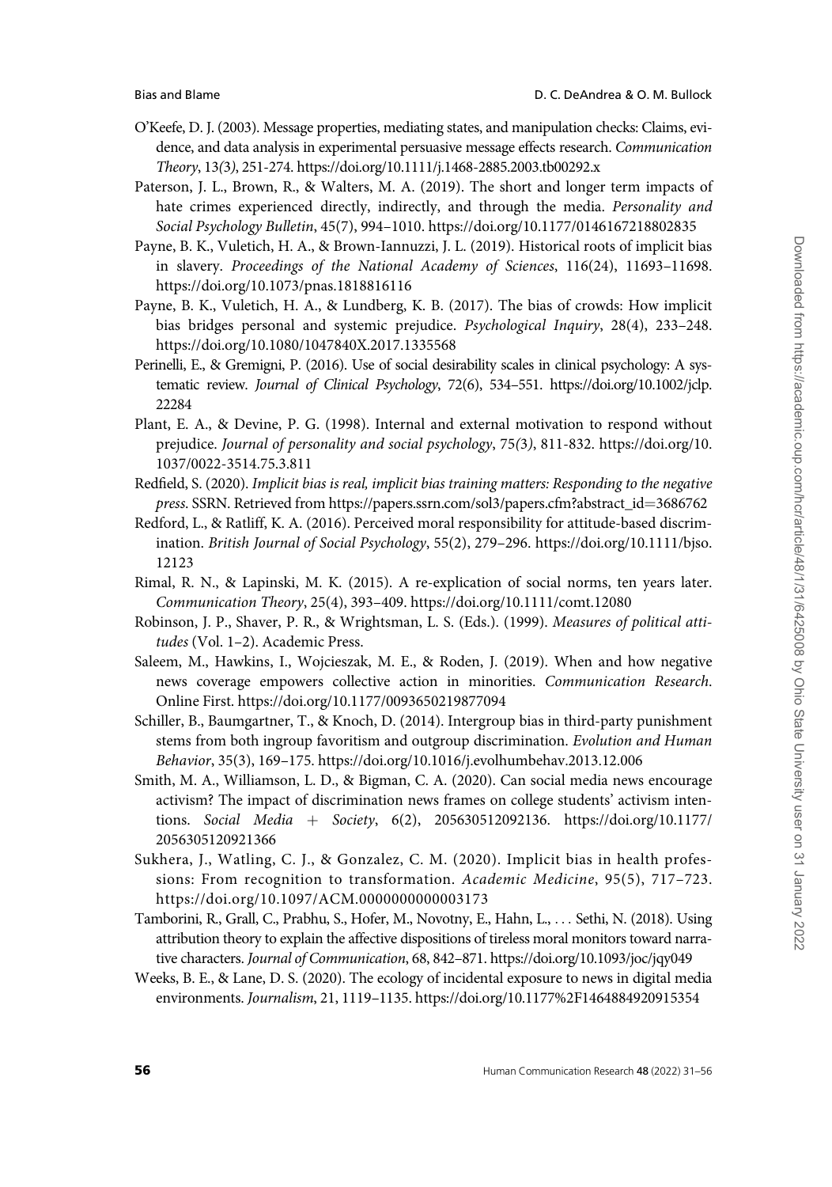O'Keefe, D. J. (2003). Message properties, mediating states, and manipulation checks: Claims, evidence, and data analysis in experimental persuasive message effects research. *Communication Theory*, 13(3), 251-274. https://doi.org/10.1111/j.1468-2885.2003.tb00292.x

Paterson, J. L., Brown, R., & Walters, M. A. (2019). The short and longer term impacts of hate crimes experienced directly, indirectly, and through the media. *Personality and Social Psychology Bulletin*, 45(7), 994–1010. https://doi.org/10.1177/0146167218802835

Payne, B. K., Vuletich, H. A., & Brown-Iannuzzi, J. L. (2019). Historical roots of implicit bias in slavery. *Proceedings of the National Academy of Sciences*, 116(24), 11693–11698. https://doi.org/10.1073/pnas.1818816116

Payne, B. K., Vuletich, H. A., & Lundberg, K. B. (2017). The bias of crowds: How implicit bias bridges personal and systemic prejudice. *Psychological Inquiry*, 28(4), 233–248. https://doi.org/10.1080/1047840X.2017.1335568

Perinelli, E., & Gremigni, P. (2016). Use of social desirability scales in clinical psychology: A systematic review. *Journal of Clinical Psychology*, 72(6), 534–551. https://doi.org/10.1002/jclp.22284

Plant, E. A., & Devine, P. G. (1998). Internal and external motivation to respond without prejudice. *Journal of personality and social psychology*, 75(3), 811-832. https://doi.org/10.1037/0022-3514.75.3.811

Redfield, S. (2020). *Implicit bias is real, implicit bias training matters: Responding to the negative press*. SSRN. Retrieved from https://papers.ssrn.com/sol3/papers.cfm?abstract_id=3686762

Redford, L., & Ratliff, K. A. (2016). Perceived moral responsibility for attitude-based discrimination. *British Journal of Social Psychology*, 55(2), 279–296. https://doi.org/10.1111/bjso.12123

Rimal, R. N., & Lapinski, M. K. (2015). A re-explication of social norms, ten years later. *Communication Theory*, 25(4), 393–409. https://doi.org/10.1111/comt.12080

Robinson, J. P., Shaver, P. R., & Wrightsman, L. S. (Eds.). (1999). *Measures of political attitudes* (Vol. 1–2). Academic Press.

Saleem, M., Hawkins, I., Wojcieszak, M. E., & Roden, J. (2019). When and how negative news coverage empowers collective action in minorities. *Communication Research*. Online First. https://doi.org/10.1177/0093650219877094

Schiller, B., Baumgartner, T., & Knoch, D. (2014). Intergroup bias in third-party punishment stems from both ingroup favoritism and outgroup discrimination. *Evolution and Human Behavior*, 35(3), 169–175. https://doi.org/10.1016/j.evolhumbehav.2013.12.006

Smith, M. A., Williamson, L. D., & Bigman, C. A. (2020). Can social media news encourage activism? The impact of discrimination news frames on college students' activism intentions. *Social Media + Society*, 6(2), 205630512092136. https://doi.org/10.1177/2056305120921366

Sukhera, J., Watling, C. J., & Gonzalez, C. M. (2020). Implicit bias in health professions: From recognition to transformation. *Academic Medicine*, 95(5), 717–723. https://doi.org/10.1097/ACM.0000000000003173

Tamborini, R., Grall, C., Prabhu, S., Hofer, M., Novotny, E., Hahn, L., ... Sethi, N. (2018). Using attribution theory to explain the affective dispositions of tireless moral monitors toward narrative characters. *Journal of Communication*, 68, 842–871. https://doi.org/10.1093/joc/jqy049

Weeks, B. E., & Lane, D. S. (2020). The ecology of incidental exposure to news in digital media environments. *Journalism*, 21, 1119–1135. https://doi.org/10.1177%2F1464884920915354